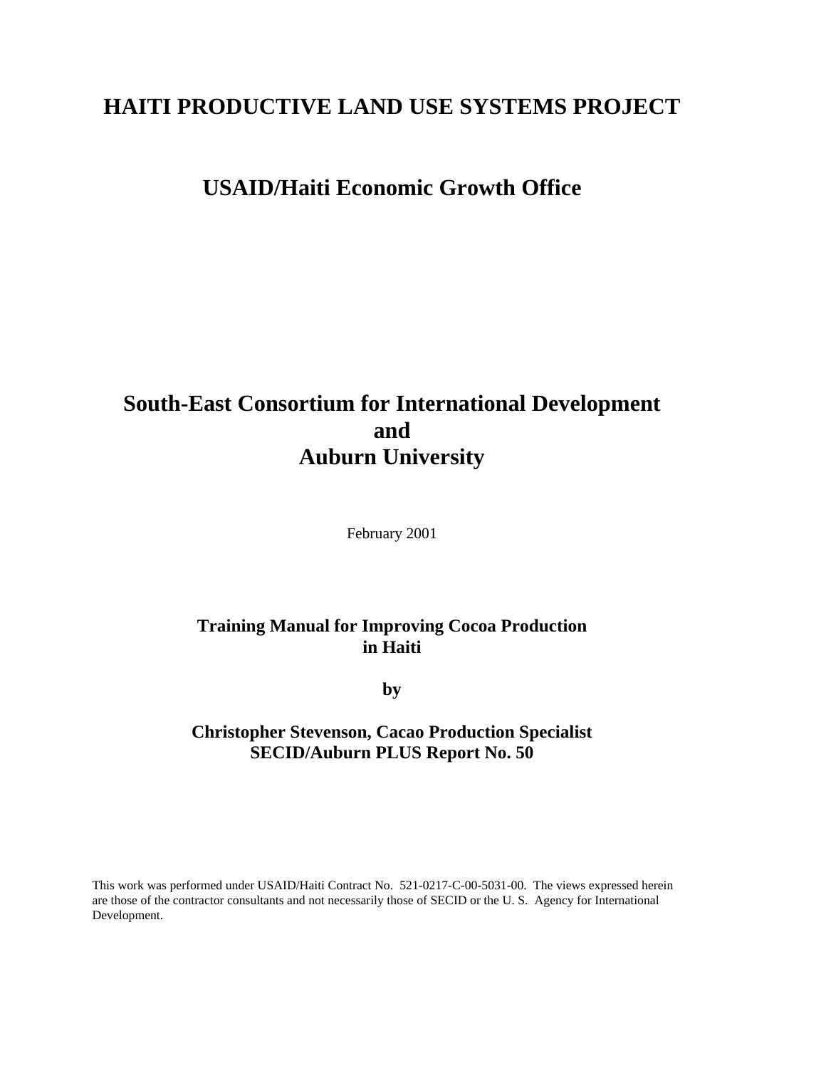# HAITI PRODUCTIVE LAND USE SYSTEMS PROJECT

## USAID/Haiti Economic Growth Office

## South-East Consortium for International Development and Auburn University

February 2001

**Training Manual for Improving Cocoa Production in Haiti**

**by**

**Christopher Stevenson, Cacao Production Specialist**
**SECID/Auburn PLUS Report No. 50**

This work was performed under USAID/Haiti Contract No. 521-0217-C-00-5031-00. The views expressed herein are those of the contractor consultants and not necessarily those of SECID or the U. S. Agency for International Development.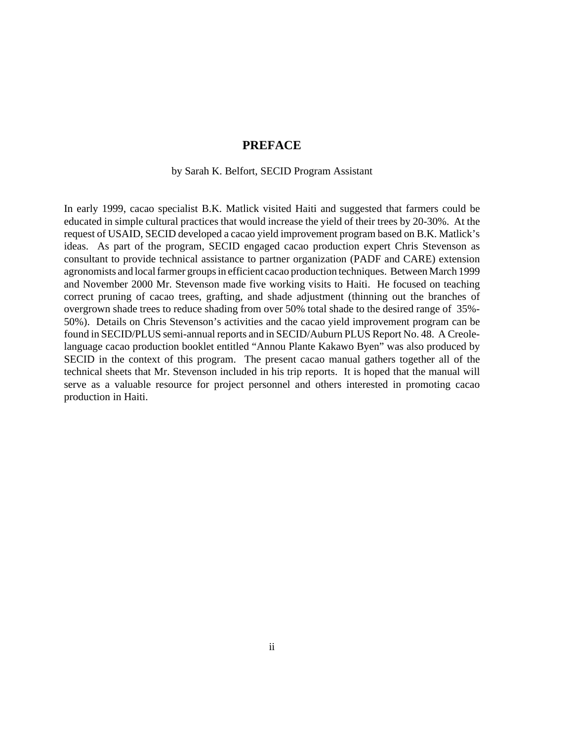# PREFACE

by Sarah K. Belfort, SECID Program Assistant

In early 1999, cacao specialist B.K. Matlick visited Haiti and suggested that farmers could be educated in simple cultural practices that would increase the yield of their trees by 20-30%. At the request of USAID, SECID developed a cacao yield improvement program based on B.K. Matlick's ideas. As part of the program, SECID engaged cacao production expert Chris Stevenson as consultant to provide technical assistance to partner organization (PADF and CARE) extension agronomists and local farmer groups in efficient cacao production techniques. Between March 1999 and November 2000 Mr. Stevenson made five working visits to Haiti. He focused on teaching correct pruning of cacao trees, grafting, and shade adjustment (thinning out the branches of overgrown shade trees to reduce shading from over 50% total shade to the desired range of 35%-50%). Details on Chris Stevenson's activities and the cacao yield improvement program can be found in SECID/PLUS semi-annual reports and in SECID/Auburn PLUS Report No. 48. A Creole-language cacao production booklet entitled "Annou Plante Kakawo Byen" was also produced by SECID in the context of this program. The present cacao manual gathers together all of the technical sheets that Mr. Stevenson included in his trip reports. It is hoped that the manual will serve as a valuable resource for project personnel and others interested in promoting cacao production in Haiti.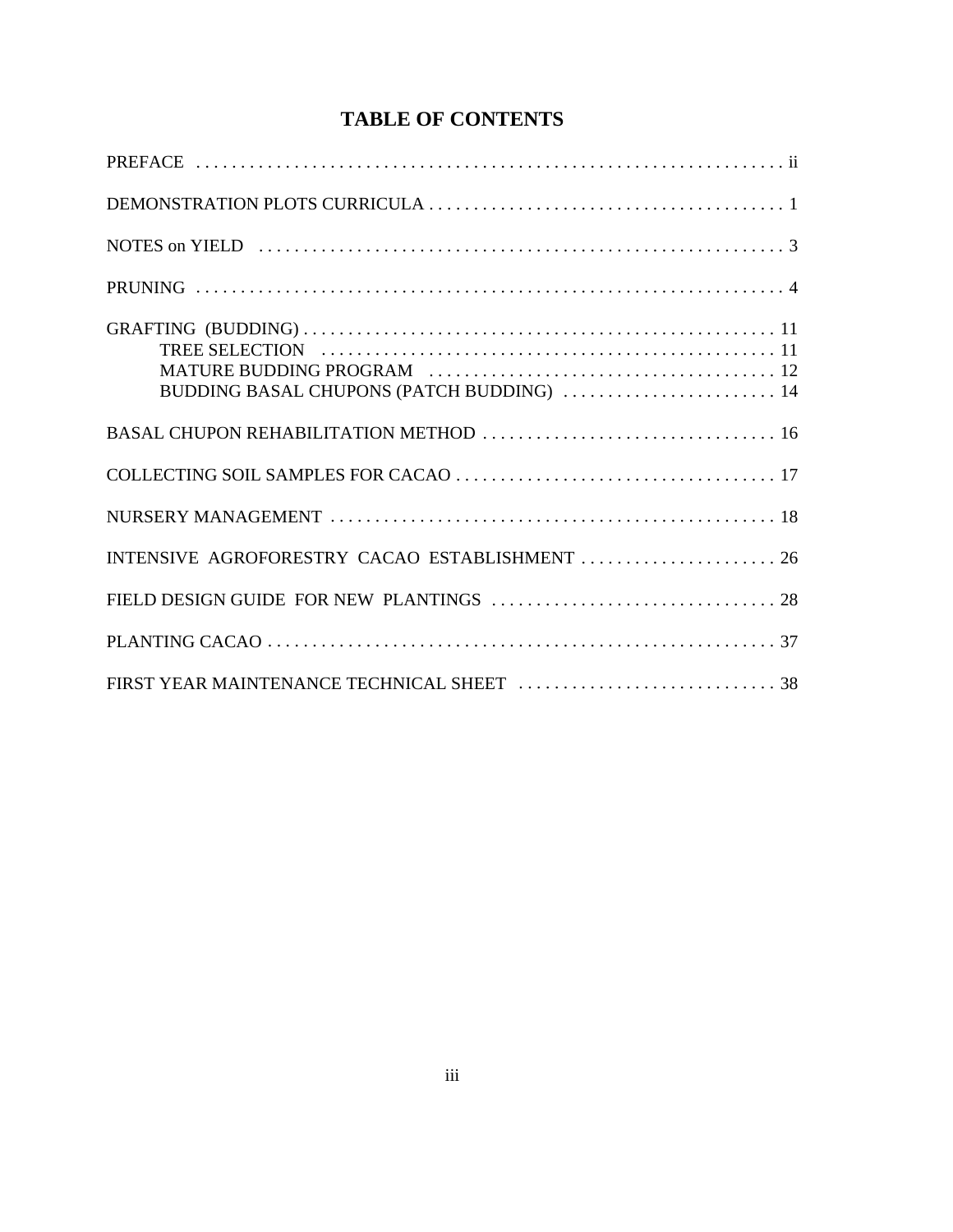# TABLE OF CONTENTS

| | |
|---|---|
| PREFACE | ii |
| DEMONSTRATION PLOTS CURRICULA | 1 |
| NOTES on YIELD | 3 |
| PRUNING | 4 |
| GRAFTING (BUDDING) | 11 |
| TREE SELECTION | 11 |
| MATURE BUDDING PROGRAM | 12 |
| BUDDING BASAL CHUPONS (PATCH BUDDING) | 14 |
| BASAL CHUPON REHABILITATION METHOD | 16 |
| COLLECTING SOIL SAMPLES FOR CACAO | 17 |
| NURSERY MANAGEMENT | 18 |
| INTENSIVE AGROFORESTRY CACAO ESTABLISHMENT | 26 |
| FIELD DESIGN GUIDE FOR NEW PLANTINGS | 28 |
| PLANTING CACAO | 37 |
| FIRST YEAR MAINTENANCE TECHNICAL SHEET | 38 |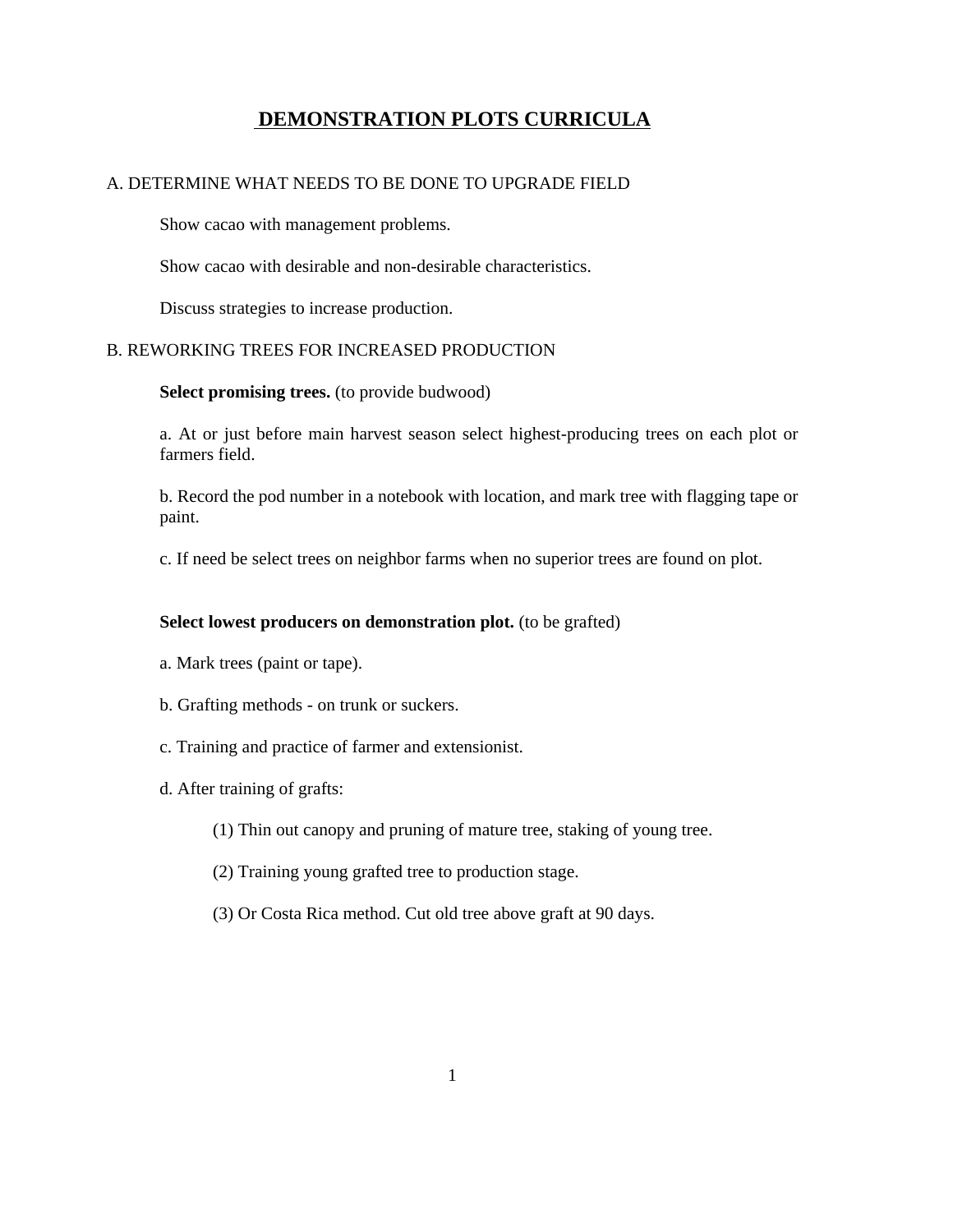# DEMONSTRATION PLOTS CURRICULA

## A. DETERMINE WHAT NEEDS TO BE DONE TO UPGRADE FIELD

Show cacao with management problems.

Show cacao with desirable and non-desirable characteristics.

Discuss strategies to increase production.

## B. REWORKING TREES FOR INCREASED PRODUCTION

**Select promising trees.** (to provide budwood)

a. At or just before main harvest season select highest-producing trees on each plot or farmers field.

b. Record the pod number in a notebook with location, and mark tree with flagging tape or paint.

c. If need be select trees on neighbor farms when no superior trees are found on plot.

**Select lowest producers on demonstration plot.** (to be grafted)

a. Mark trees (paint or tape).

b. Grafting methods - on trunk or suckers.

c. Training and practice of farmer and extensionist.

d. After training of grafts:

(1) Thin out canopy and pruning of mature tree, staking of young tree.

(2) Training young grafted tree to production stage.

(3) Or Costa Rica method. Cut old tree above graft at 90 days.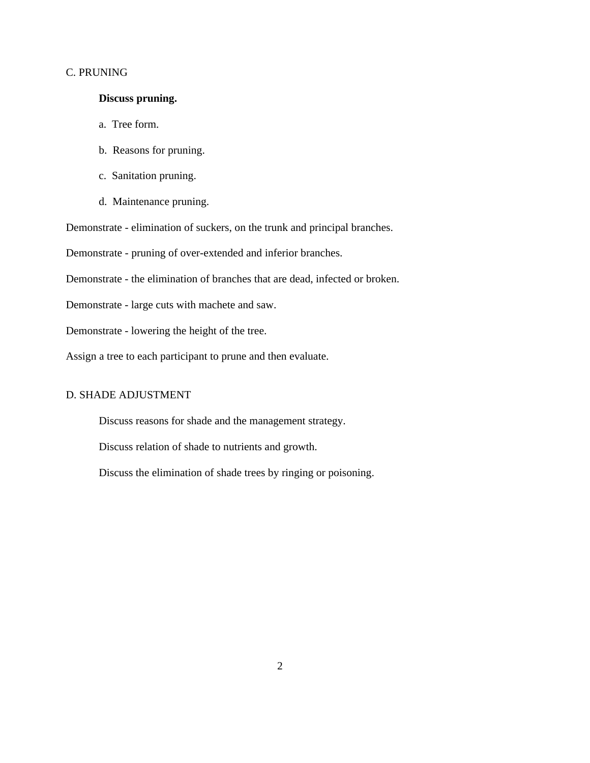## C. PRUNING

**Discuss pruning.**

a. Tree form.

b. Reasons for pruning.

c. Sanitation pruning.

d. Maintenance pruning.

Demonstrate - elimination of suckers, on the trunk and principal branches.

Demonstrate - pruning of over-extended and inferior branches.

Demonstrate - the elimination of branches that are dead, infected or broken.

Demonstrate - large cuts with machete and saw.

Demonstrate - lowering the height of the tree.

Assign a tree to each participant to prune and then evaluate.

## D. SHADE ADJUSTMENT

Discuss reasons for shade and the management strategy.

Discuss relation of shade to nutrients and growth.

Discuss the elimination of shade trees by ringing or poisoning.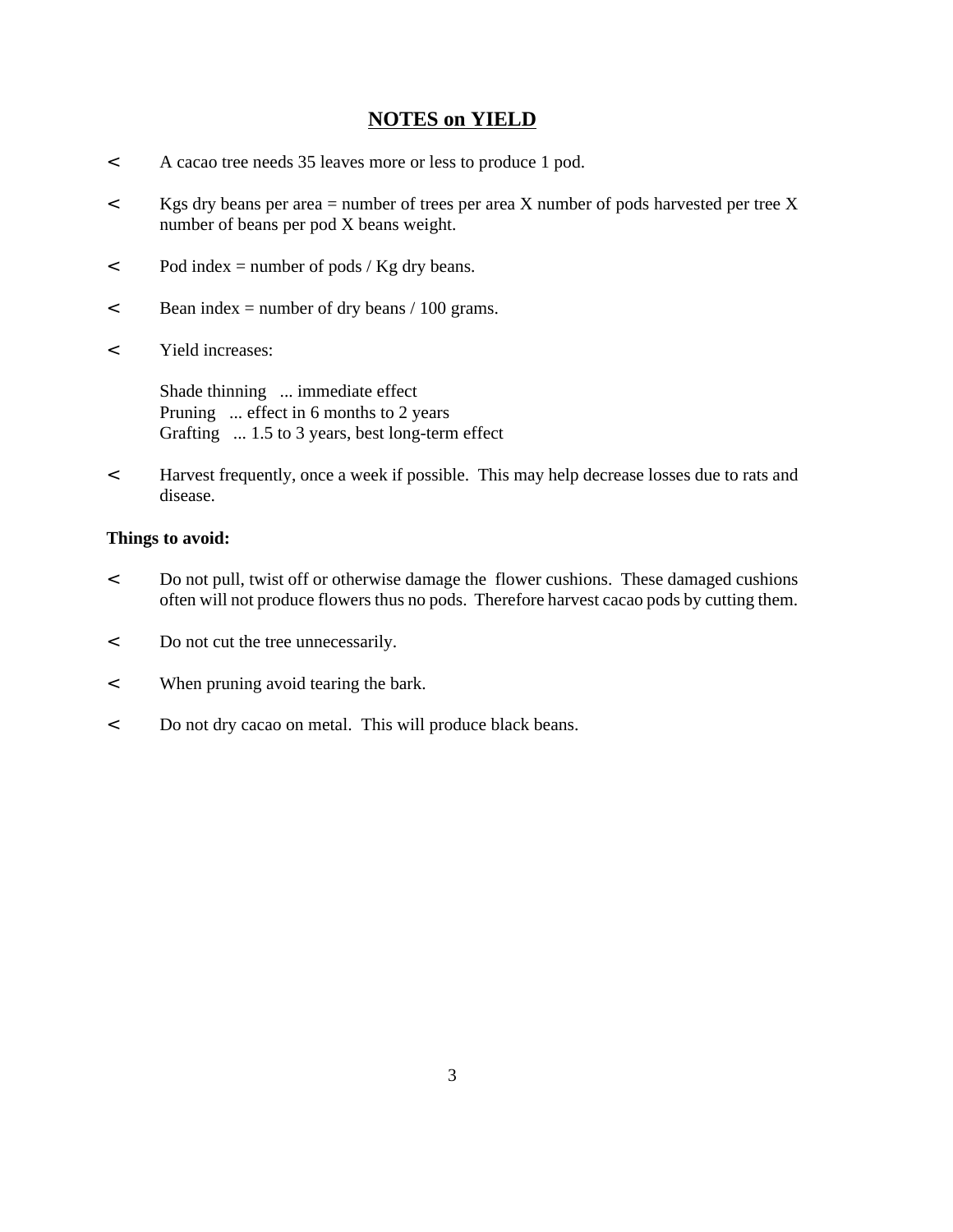## NOTES on YIELD

- A cacao tree needs 35 leaves more or less to produce 1 pod.

- Kgs dry beans per area = number of trees per area X number of pods harvested per tree X number of beans per pod X beans weight.

- Pod index = number of pods / Kg dry beans.

- Bean index = number of dry beans / 100 grams.

- Yield increases:

  Shade thinning ... immediate effect
  Pruning ... effect in 6 months to 2 years
  Grafting ... 1.5 to 3 years, best long-term effect

- Harvest frequently, once a week if possible. This may help decrease losses due to rats and disease.

**Things to avoid:**

- Do not pull, twist off or otherwise damage the flower cushions. These damaged cushions often will not produce flowers thus no pods. Therefore harvest cacao pods by cutting them.

- Do not cut the tree unnecessarily.

- When pruning avoid tearing the bark.

- Do not dry cacao on metal. This will produce black beans.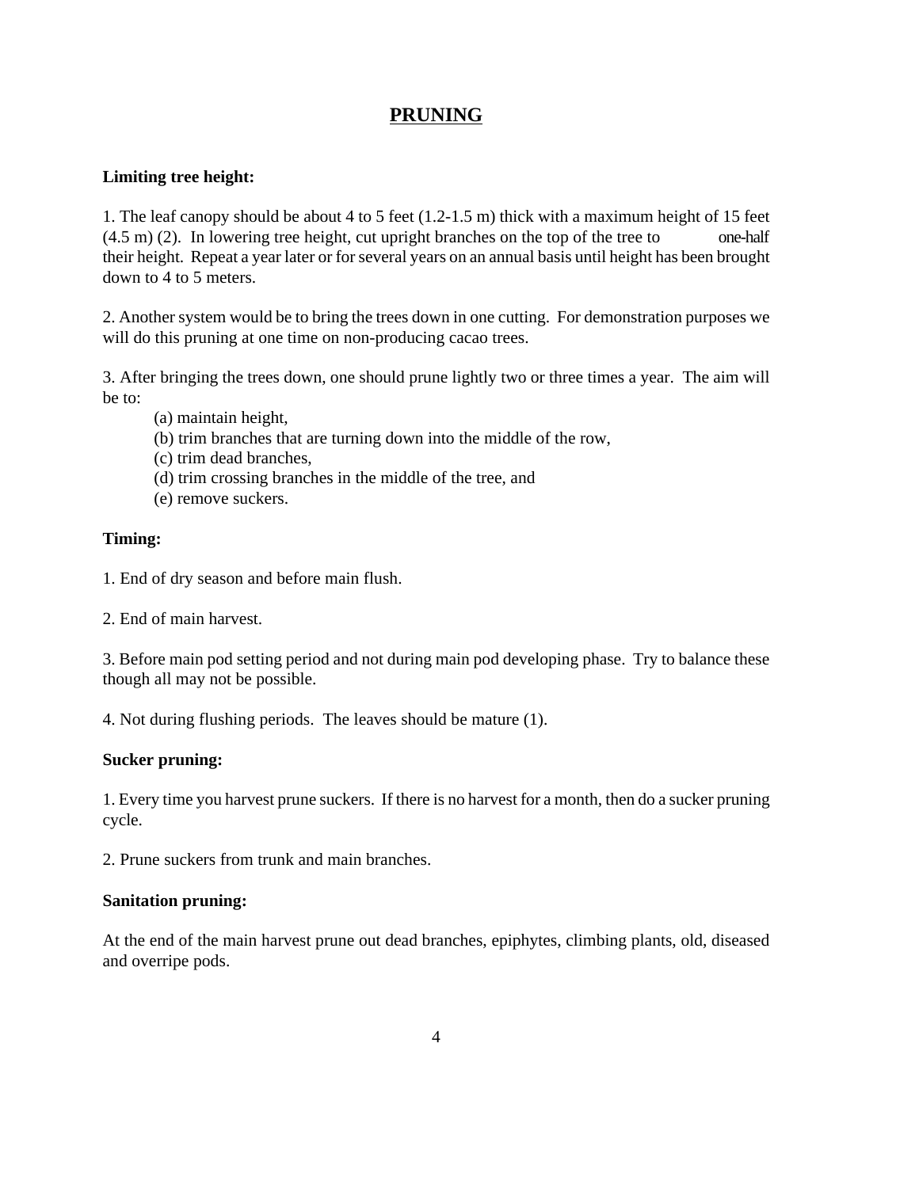# PRUNING

**Limiting tree height:**

1. The leaf canopy should be about 4 to 5 feet (1.2-1.5 m) thick with a maximum height of 15 feet (4.5 m) (2). In lowering tree height, cut upright branches on the top of the tree to one-half their height. Repeat a year later or for several years on an annual basis until height has been brought down to 4 to 5 meters.

2. Another system would be to bring the trees down in one cutting. For demonstration purposes we will do this pruning at one time on non-producing cacao trees.

3. After bringing the trees down, one should prune lightly two or three times a year. The aim will be to:

   (a) maintain height,
   (b) trim branches that are turning down into the middle of the row,
   (c) trim dead branches,
   (d) trim crossing branches in the middle of the tree, and
   (e) remove suckers.

**Timing:**

1. End of dry season and before main flush.

2. End of main harvest.

3. Before main pod setting period and not during main pod developing phase. Try to balance these though all may not be possible.

4. Not during flushing periods. The leaves should be mature (1).

**Sucker pruning:**

1. Every time you harvest prune suckers. If there is no harvest for a month, then do a sucker pruning cycle.

2. Prune suckers from trunk and main branches.

**Sanitation pruning:**

At the end of the main harvest prune out dead branches, epiphytes, climbing plants, old, diseased and overripe pods.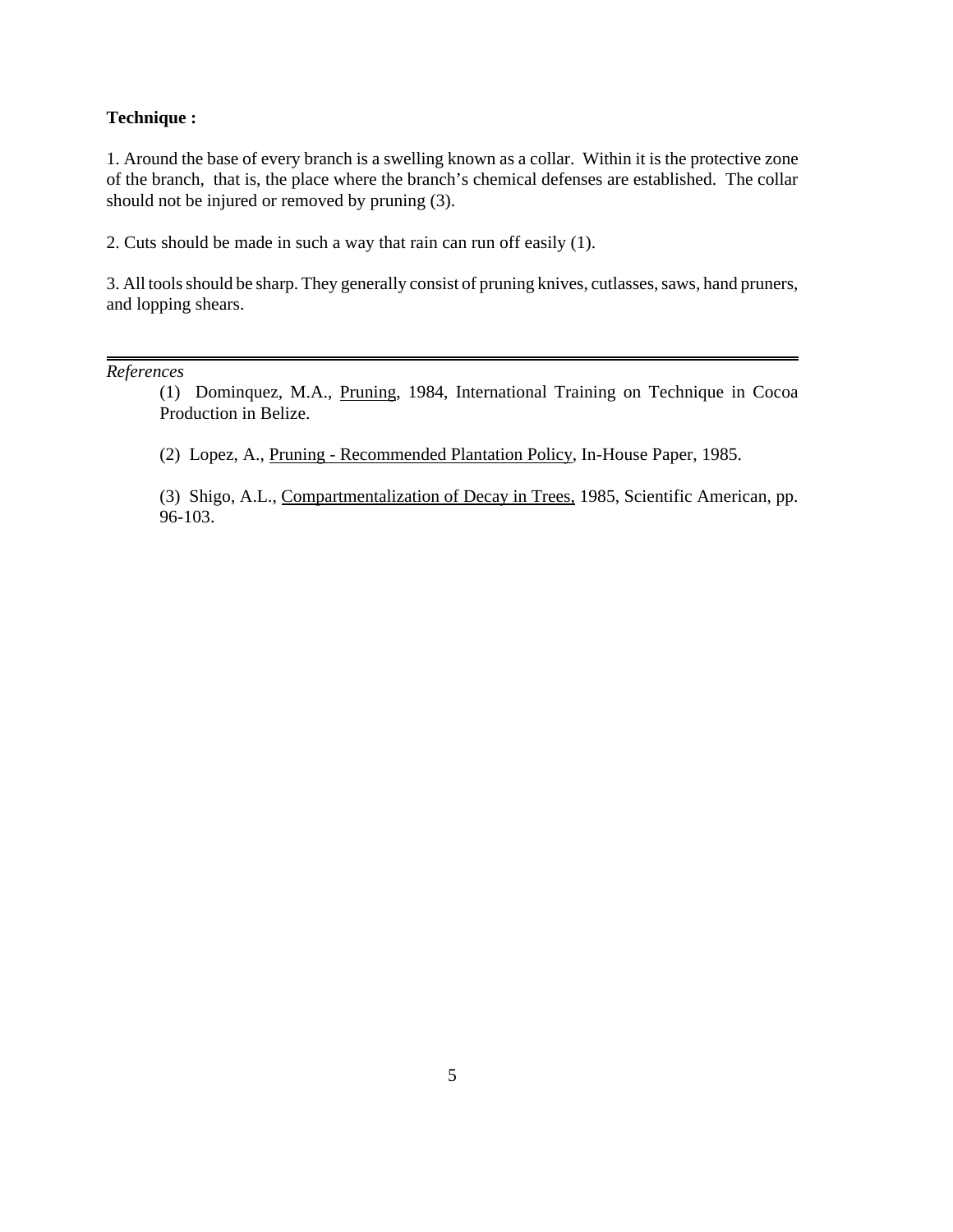**Technique :**

1. Around the base of every branch is a swelling known as a collar. Within it is the protective zone of the branch, that is, the place where the branch's chemical defenses are established. The collar should not be injured or removed by pruning (3).

2. Cuts should be made in such a way that rain can run off easily (1).

3. All tools should be sharp. They generally consist of pruning knives, cutlasses, saws, hand pruners, and lopping shears.

---

*References*

(1) Dominquez, M.A., Pruning, 1984, International Training on Technique in Cocoa Production in Belize.

(2) Lopez, A., Pruning - Recommended Plantation Policy, In-House Paper, 1985.

(3) Shigo, A.L., Compartmentalization of Decay in Trees, 1985, Scientific American, pp. 96-103.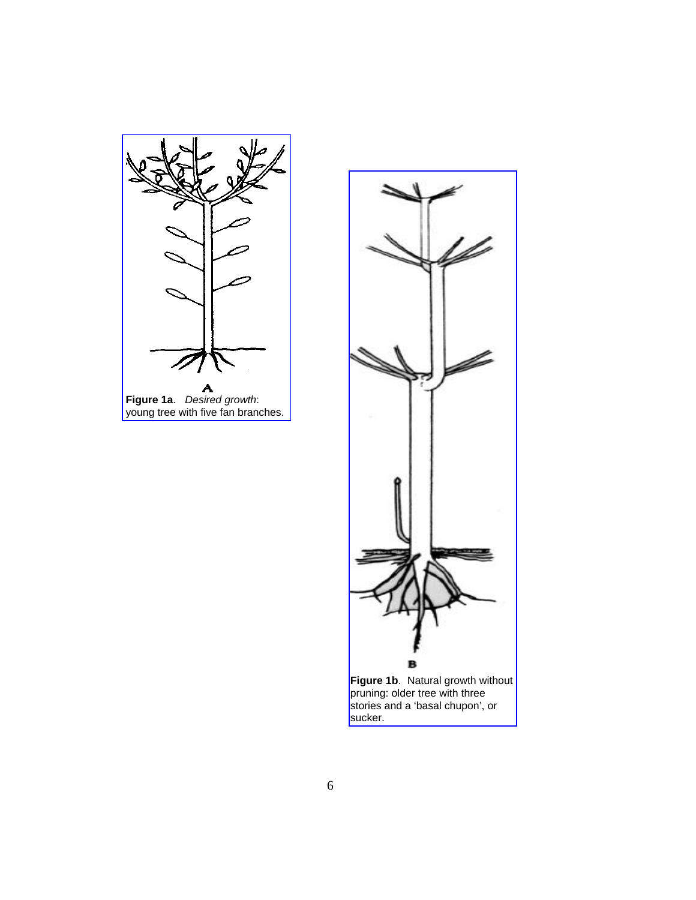A

**Figure 1a**. *Desired growth*: young tree with five fan branches.

B

**Figure 1b**. Natural growth without pruning: older tree with three stories and a 'basal chupon', or sucker.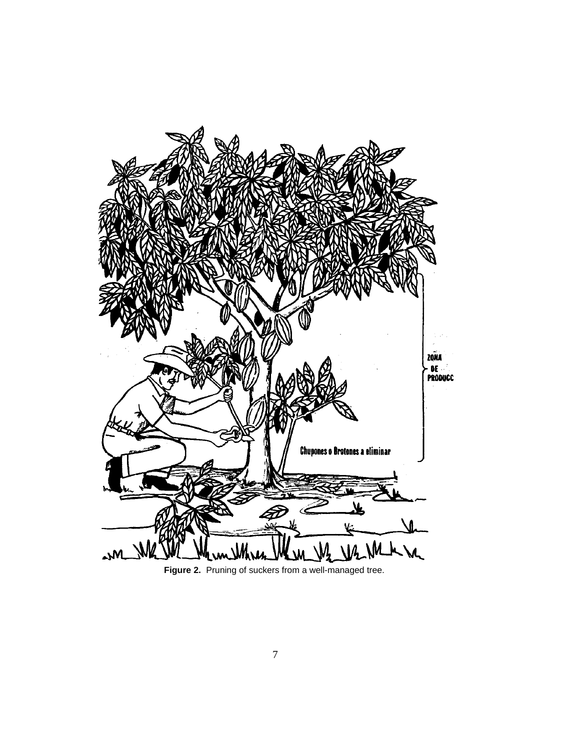ZONA DE PRODUCC

Chupones o Brotones a eliminar

**Figure 2.** Pruning of suckers from a well-managed tree.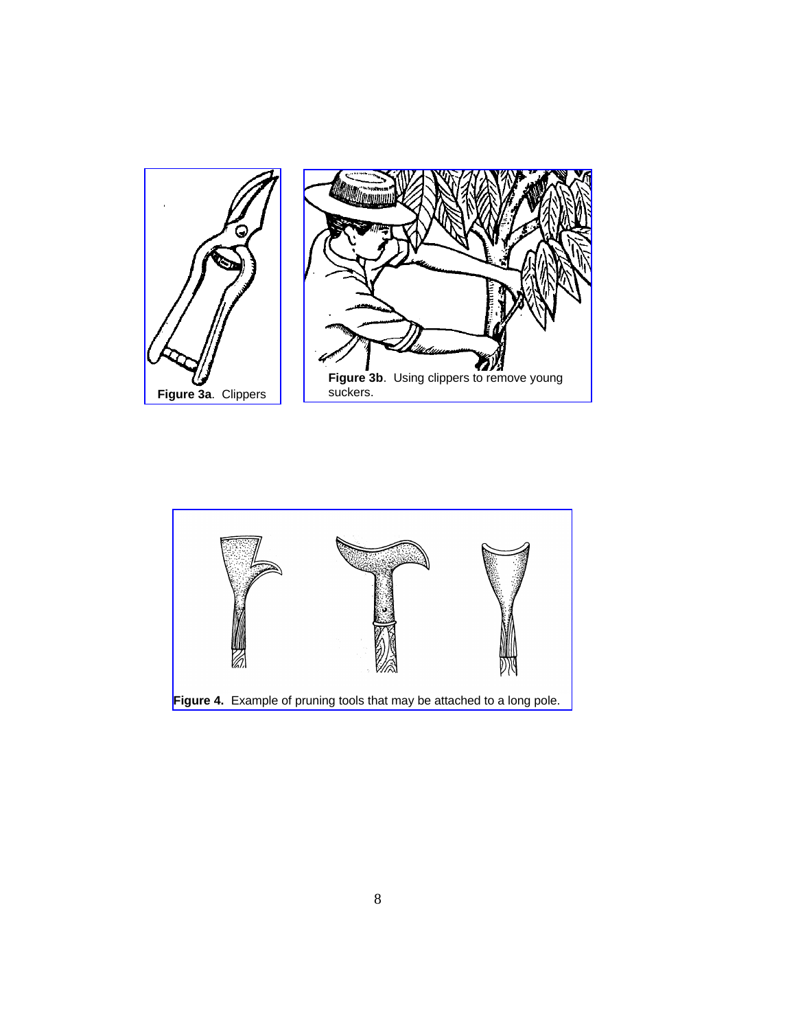**Figure 3a**. Clippers

**Figure 3b**. Using clippers to remove young suckers.

**Figure 4.** Example of pruning tools that may be attached to a long pole.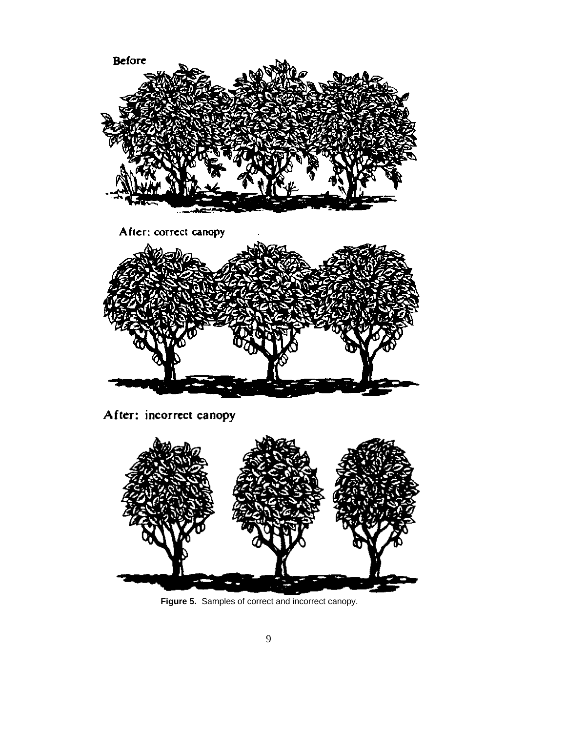Before

After: correct canopy

After: incorrect canopy

**Figure 5.** Samples of correct and incorrect canopy.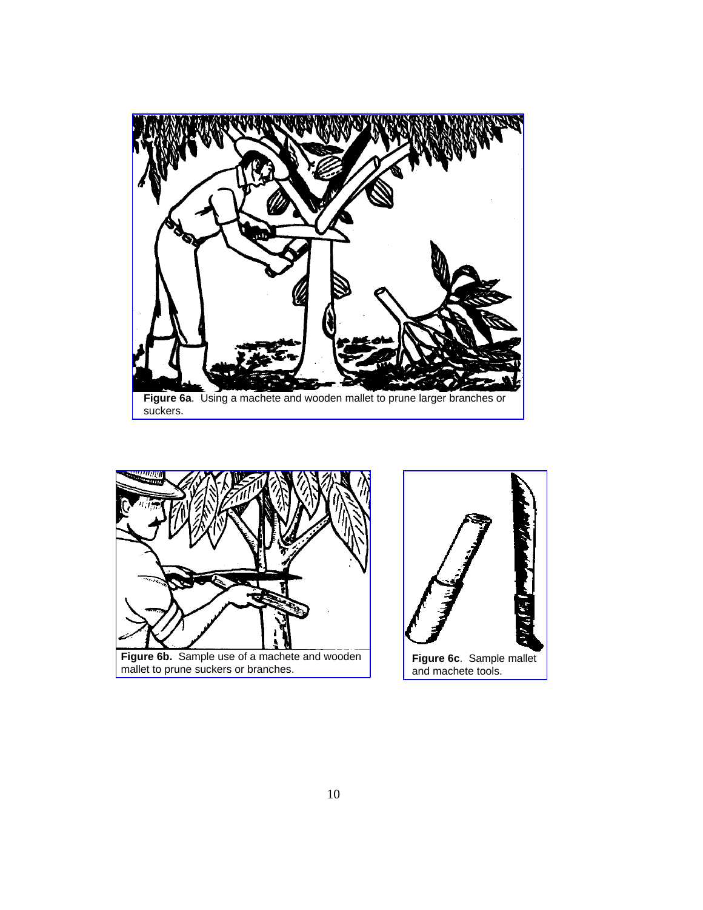**Figure 6a**. Using a machete and wooden mallet to prune larger branches or suckers.

**Figure 6b.** Sample use of a machete and wooden mallet to prune suckers or branches.

**Figure 6c**. Sample mallet and machete tools.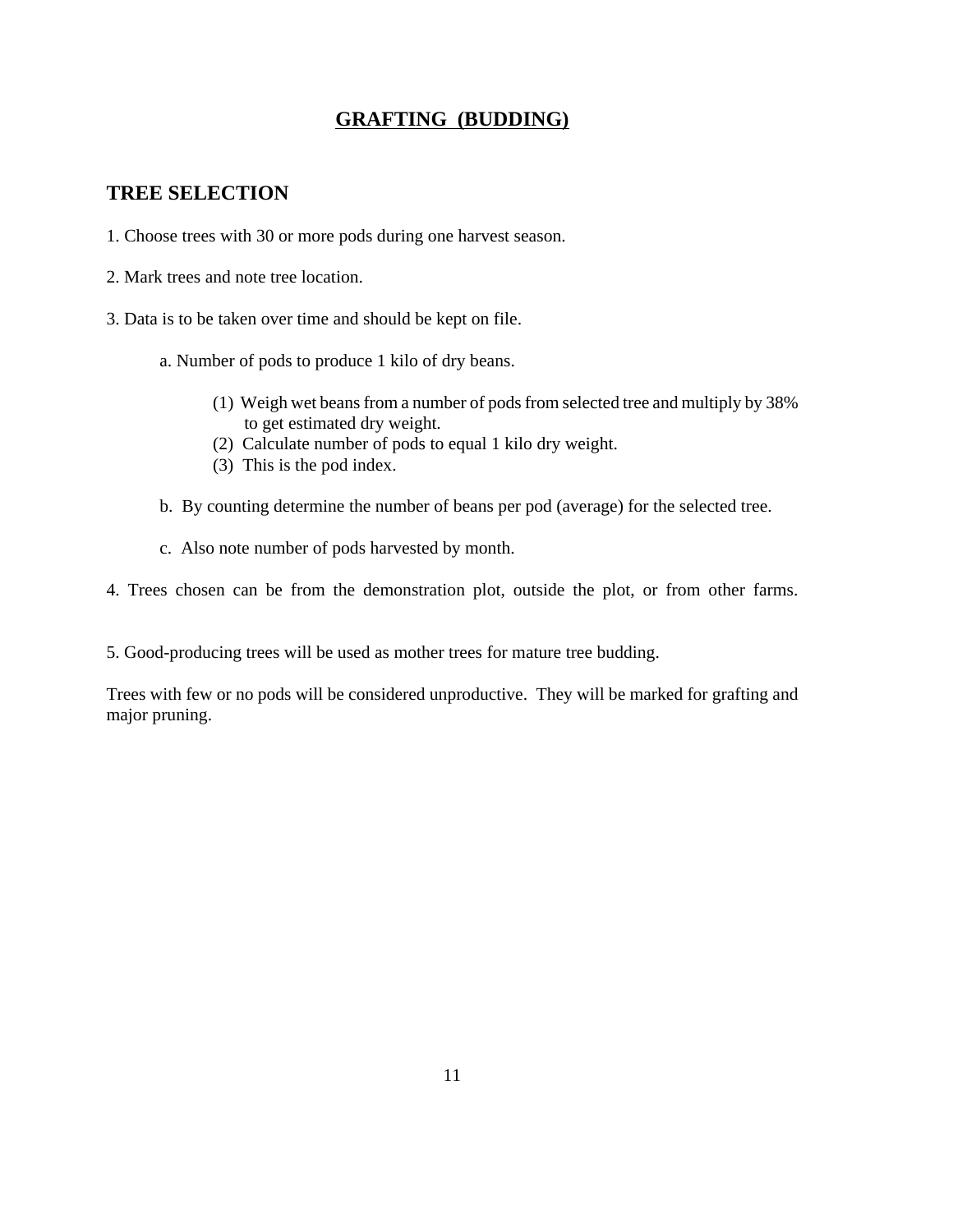# GRAFTING (BUDDING)

## TREE SELECTION

1. Choose trees with 30 or more pods during one harvest season.

2. Mark trees and note tree location.

3. Data is to be taken over time and should be kept on file.

   a. Number of pods to produce 1 kilo of dry beans.

      (1) Weigh wet beans from a number of pods from selected tree and multiply by 38% to get estimated dry weight.
      (2) Calculate number of pods to equal 1 kilo dry weight.
      (3) This is the pod index.

   b. By counting determine the number of beans per pod (average) for the selected tree.

   c. Also note number of pods harvested by month.

4. Trees chosen can be from the demonstration plot, outside the plot, or from other farms.

5. Good-producing trees will be used as mother trees for mature tree budding.

Trees with few or no pods will be considered unproductive. They will be marked for grafting and major pruning.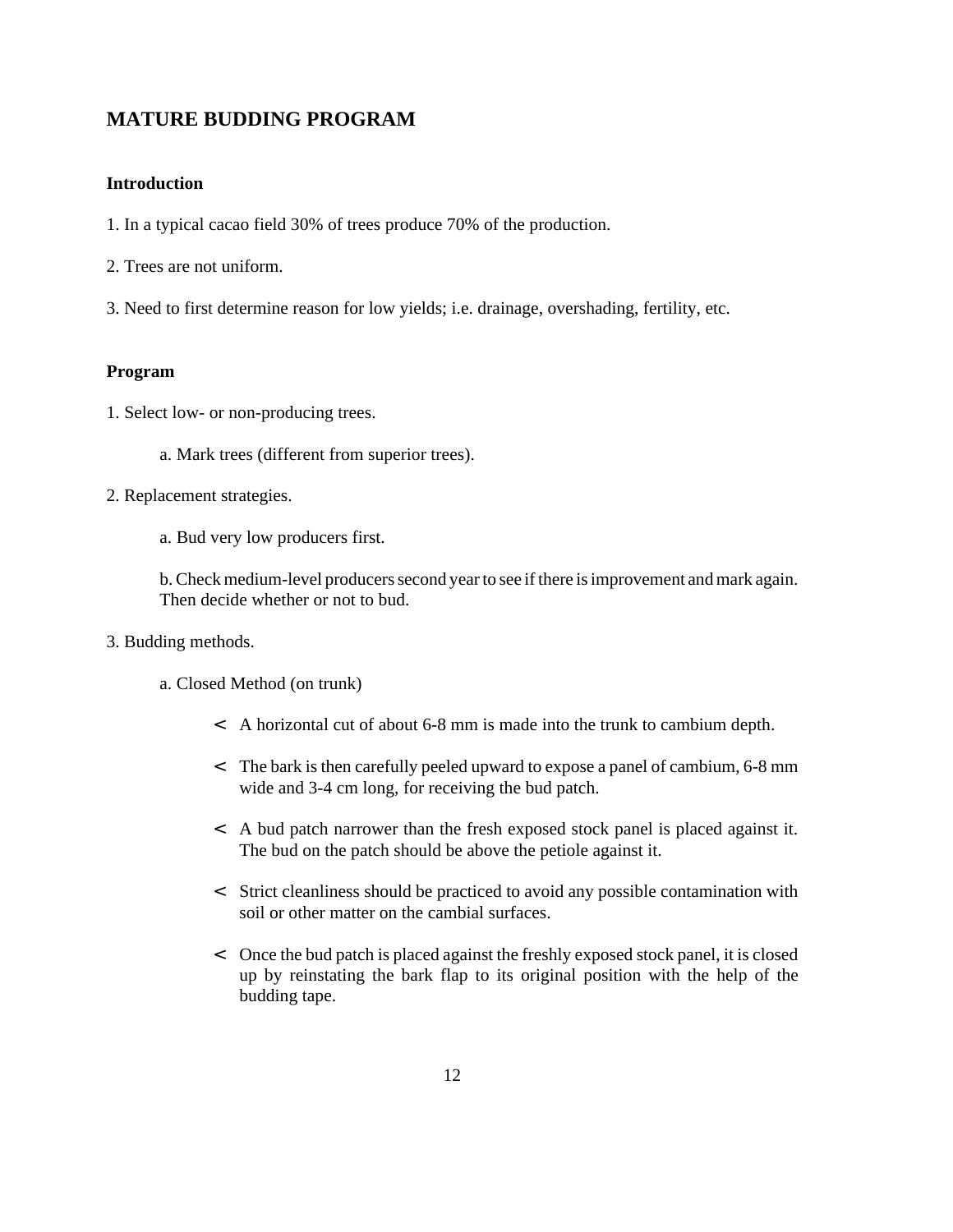## MATURE BUDDING PROGRAM

### Introduction

1. In a typical cacao field 30% of trees produce 70% of the production.

2. Trees are not uniform.

3. Need to first determine reason for low yields; i.e. drainage, overshading, fertility, etc.

### Program

1. Select low- or non-producing trees.

    a. Mark trees (different from superior trees).

2. Replacement strategies.

    a. Bud very low producers first.

    b. Check medium-level producers second year to see if there is improvement and mark again. Then decide whether or not to bud.

3. Budding methods.

    a. Closed Method (on trunk)

    - A horizontal cut of about 6-8 mm is made into the trunk to cambium depth.
    - The bark is then carefully peeled upward to expose a panel of cambium, 6-8 mm wide and 3-4 cm long, for receiving the bud patch.
    - A bud patch narrower than the fresh exposed stock panel is placed against it. The bud on the patch should be above the petiole against it.
    - Strict cleanliness should be practiced to avoid any possible contamination with soil or other matter on the cambial surfaces.
    - Once the bud patch is placed against the freshly exposed stock panel, it is closed up by reinstating the bark flap to its original position with the help of the budding tape.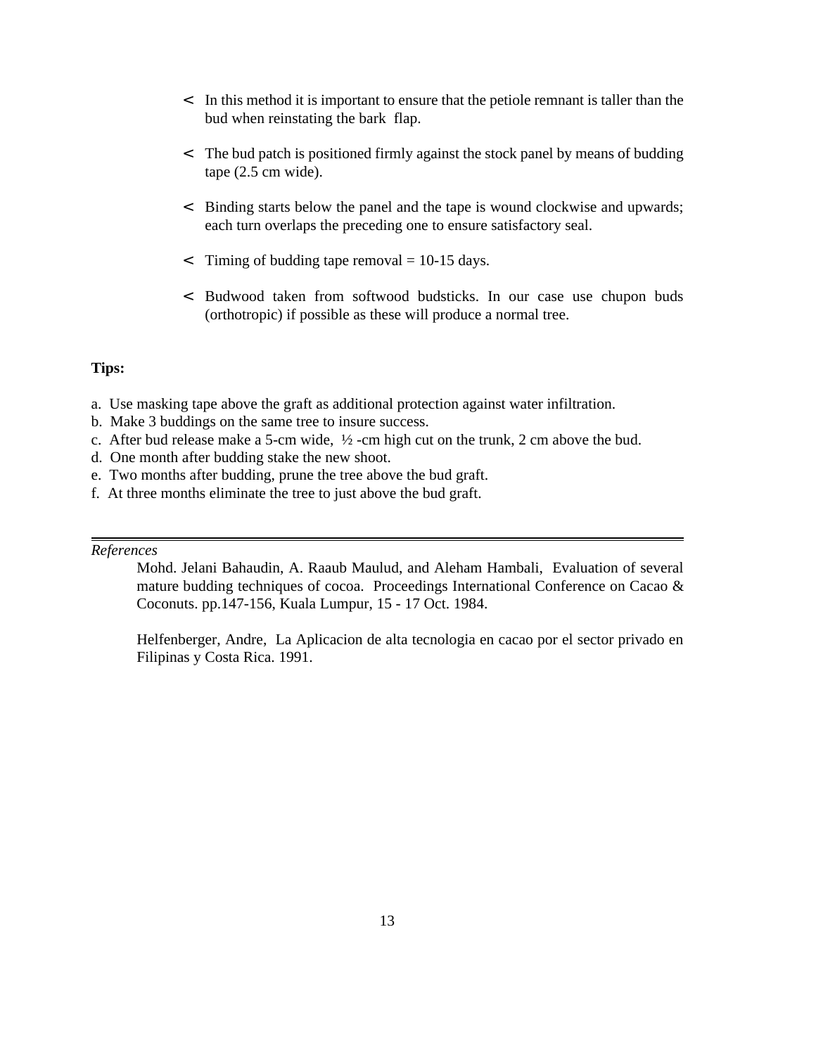- In this method it is important to ensure that the petiole remnant is taller than the bud when reinstating the bark flap.

- The bud patch is positioned firmly against the stock panel by means of budding tape (2.5 cm wide).

- Binding starts below the panel and the tape is wound clockwise and upwards; each turn overlaps the preceding one to ensure satisfactory seal.

- Timing of budding tape removal = 10-15 days.

- Budwood taken from softwood budsticks. In our case use chupon buds (orthotropic) if possible as these will produce a normal tree.

**Tips:**

a. Use masking tape above the graft as additional protection against water infiltration.
b. Make 3 buddings on the same tree to insure success.
c. After bud release make a 5-cm wide, ½ -cm high cut on the trunk, 2 cm above the bud.
d. One month after budding stake the new shoot.
e. Two months after budding, prune the tree above the bud graft.
f. At three months eliminate the tree to just above the bud graft.

---

*References*

Mohd. Jelani Bahaudin, A. Raaub Maulud, and Aleham Hambali, Evaluation of several mature budding techniques of cocoa. Proceedings International Conference on Cacao & Coconuts. pp.147-156, Kuala Lumpur, 15 - 17 Oct. 1984.

Helfenberger, Andre, La Aplicacion de alta tecnologia en cacao por el sector privado en Filipinas y Costa Rica. 1991.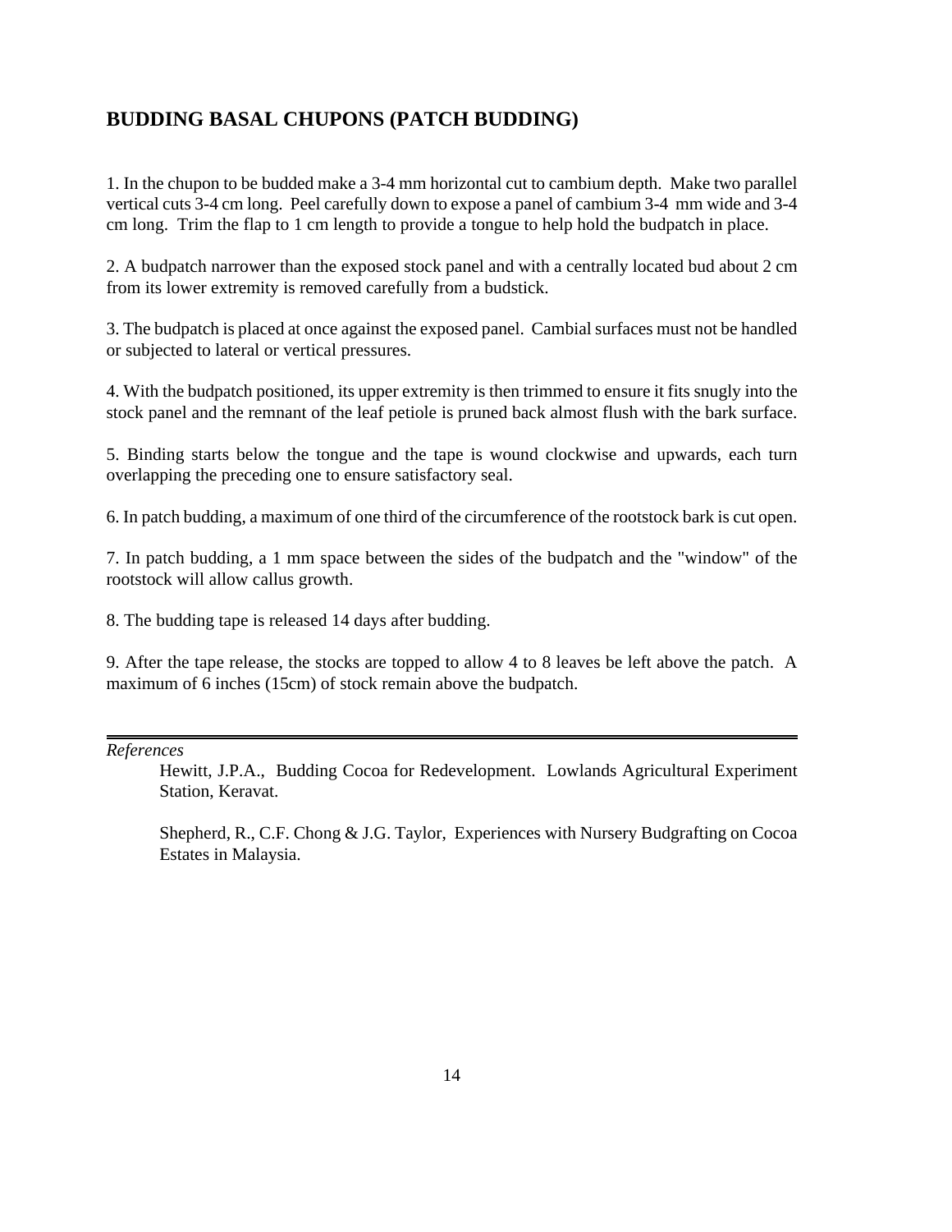## BUDDING BASAL CHUPONS (PATCH BUDDING)

1. In the chupon to be budded make a 3-4 mm horizontal cut to cambium depth. Make two parallel vertical cuts 3-4 cm long. Peel carefully down to expose a panel of cambium 3-4 mm wide and 3-4 cm long. Trim the flap to 1 cm length to provide a tongue to help hold the budpatch in place.

2. A budpatch narrower than the exposed stock panel and with a centrally located bud about 2 cm from its lower extremity is removed carefully from a budstick.

3. The budpatch is placed at once against the exposed panel. Cambial surfaces must not be handled or subjected to lateral or vertical pressures.

4. With the budpatch positioned, its upper extremity is then trimmed to ensure it fits snugly into the stock panel and the remnant of the leaf petiole is pruned back almost flush with the bark surface.

5. Binding starts below the tongue and the tape is wound clockwise and upwards, each turn overlapping the preceding one to ensure satisfactory seal.

6. In patch budding, a maximum of one third of the circumference of the rootstock bark is cut open.

7. In patch budding, a 1 mm space between the sides of the budpatch and the "window" of the rootstock will allow callus growth.

8. The budding tape is released 14 days after budding.

9. After the tape release, the stocks are topped to allow 4 to 8 leaves be left above the patch. A maximum of 6 inches (15cm) of stock remain above the budpatch.

---

*References*

Hewitt, J.P.A., Budding Cocoa for Redevelopment. Lowlands Agricultural Experiment Station, Keravat.

Shepherd, R., C.F. Chong & J.G. Taylor, Experiences with Nursery Budgrafting on Cocoa Estates in Malaysia.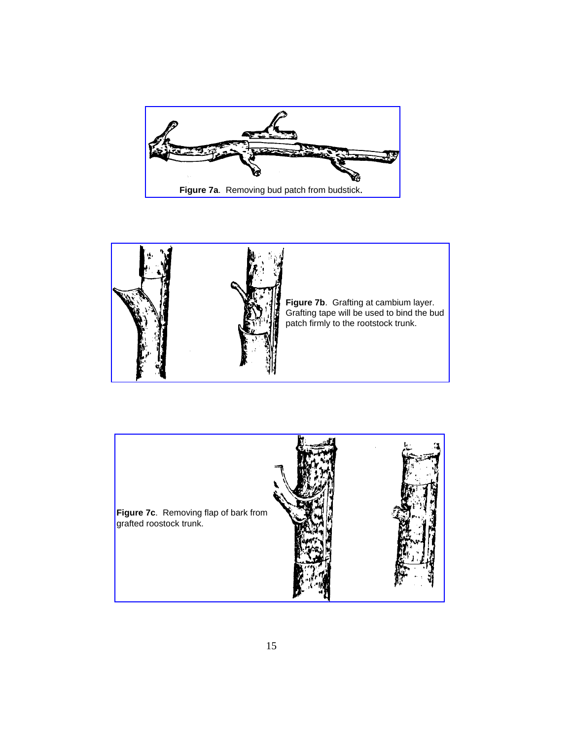**Figure 7a**. Removing bud patch from budstick.

**Figure 7b**. Grafting at cambium layer. Grafting tape will be used to bind the bud patch firmly to the rootstock trunk.

**Figure 7c**. Removing flap of bark from grafted roostock trunk.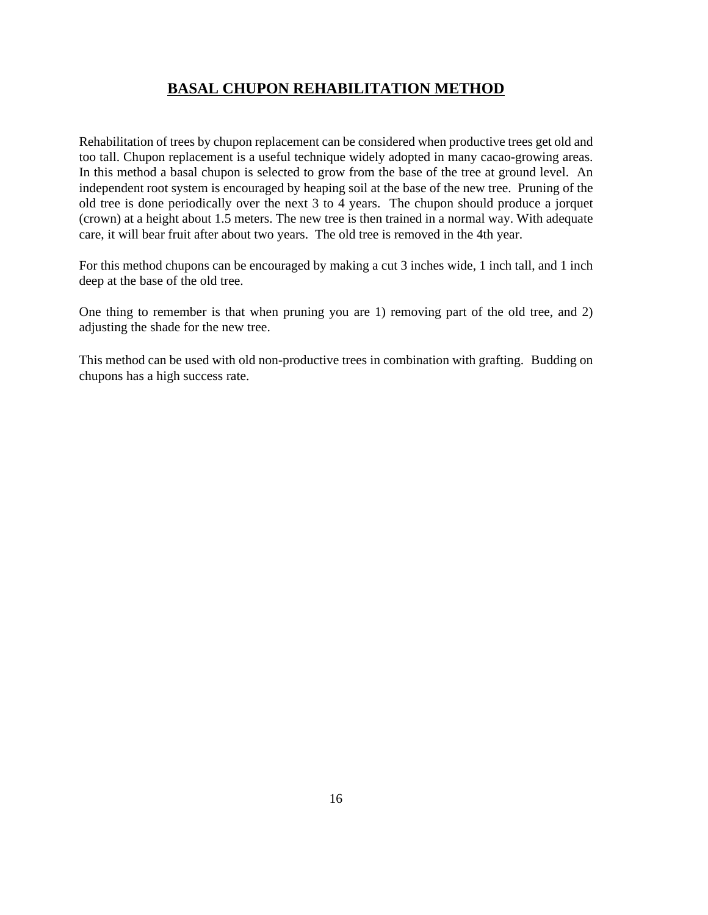## BASAL CHUPON REHABILITATION METHOD

Rehabilitation of trees by chupon replacement can be considered when productive trees get old and too tall. Chupon replacement is a useful technique widely adopted in many cacao-growing areas. In this method a basal chupon is selected to grow from the base of the tree at ground level. An independent root system is encouraged by heaping soil at the base of the new tree. Pruning of the old tree is done periodically over the next 3 to 4 years. The chupon should produce a jorquet (crown) at a height about 1.5 meters. The new tree is then trained in a normal way. With adequate care, it will bear fruit after about two years. The old tree is removed in the 4th year.

For this method chupons can be encouraged by making a cut 3 inches wide, 1 inch tall, and 1 inch deep at the base of the old tree.

One thing to remember is that when pruning you are 1) removing part of the old tree, and 2) adjusting the shade for the new tree.

This method can be used with old non-productive trees in combination with grafting. Budding on chupons has a high success rate.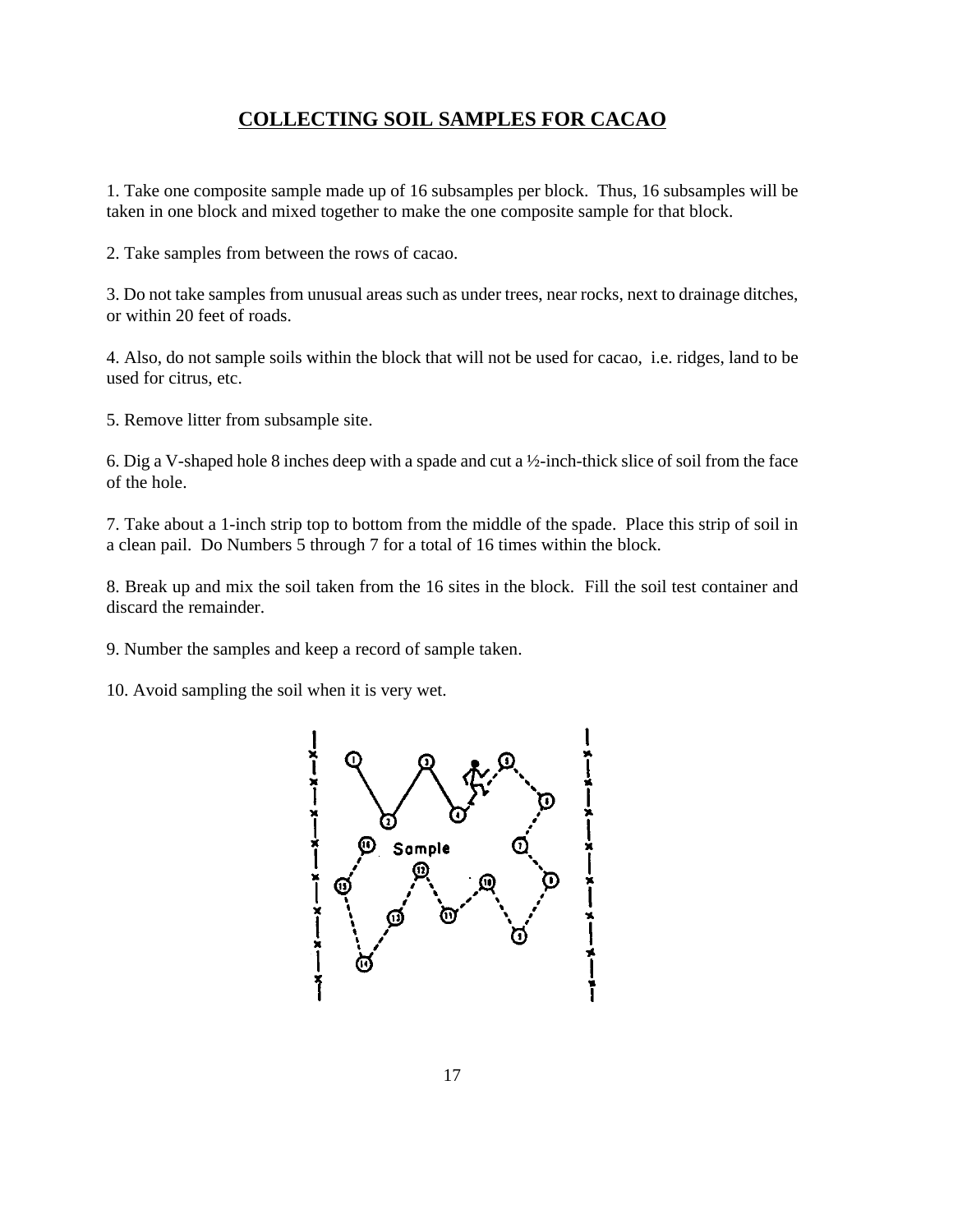# COLLECTING SOIL SAMPLES FOR CACAO

1. Take one composite sample made up of 16 subsamples per block. Thus, 16 subsamples will be taken in one block and mixed together to make the one composite sample for that block.

2. Take samples from between the rows of cacao.

3. Do not take samples from unusual areas such as under trees, near rocks, next to drainage ditches, or within 20 feet of roads.

4. Also, do not sample soils within the block that will not be used for cacao, i.e. ridges, land to be used for citrus, etc.

5. Remove litter from subsample site.

6. Dig a V-shaped hole 8 inches deep with a spade and cut a ½-inch-thick slice of soil from the face of the hole.

7. Take about a 1-inch strip top to bottom from the middle of the spade. Place this strip of soil in a clean pail. Do Numbers 5 through 7 for a total of 16 times within the block.

8. Break up and mix the soil taken from the 16 sites in the block. Fill the soil test container and discard the remainder.

9. Number the samples and keep a record of sample taken.

10. Avoid sampling the soil when it is very wet.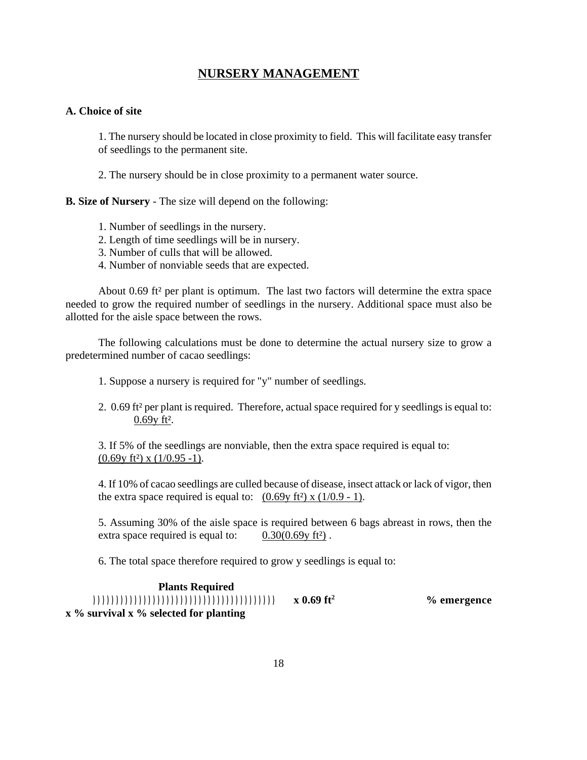# NURSERY MANAGEMENT

**A. Choice of site**

1. The nursery should be located in close proximity to field. This will facilitate easy transfer of seedlings to the permanent site.

2. The nursery should be in close proximity to a permanent water source.

**B. Size of Nursery** - The size will depend on the following:

1. Number of seedlings in the nursery.
2. Length of time seedlings will be in nursery.
3. Number of culls that will be allowed.
4. Number of nonviable seeds that are expected.

About 0.69 ft² per plant is optimum. The last two factors will determine the extra space needed to grow the required number of seedlings in the nursery. Additional space must also be allotted for the aisle space between the rows.

The following calculations must be done to determine the actual nursery size to grow a predetermined number of cacao seedlings:

1. Suppose a nursery is required for "y" number of seedlings.

2. 0.69 ft² per plant is required. Therefore, actual space required for y seedlings is equal to: $0.69y\ ft^2$.

3. If 5% of the seedlings are nonviable, then the extra space required is equal to: $(0.69y\ ft^2) \times (1/0.95 - 1)$.

4. If 10% of cacao seedlings are culled because of disease, insect attack or lack of vigor, then the extra space required is equal to: $(0.69y\ ft^2) \times (1/0.9 - 1)$.

5. Assuming 30% of the aisle space is required between 6 bags abreast in rows, then the extra space required is equal to: $0.30(0.69y\ ft^2)$.

6. The total space therefore required to grow y seedlings is equal to:

$$\frac{\textbf{Plants Required}}{\textbf{\% emergence} \times \textbf{\% survival} \times \textbf{\% selected for planting}} \times \mathbf{0.69\ ft^2}$$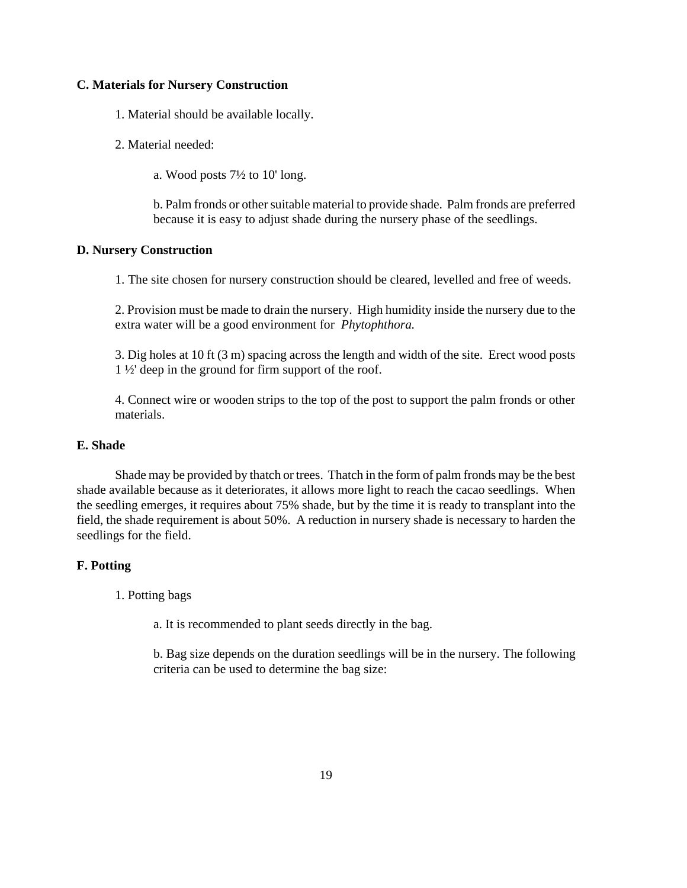### C. Materials for Nursery Construction

1. Material should be available locally.

2. Material needed:

   a. Wood posts 7½ to 10' long.

   b. Palm fronds or other suitable material to provide shade. Palm fronds are preferred because it is easy to adjust shade during the nursery phase of the seedlings.

### D. Nursery Construction

1. The site chosen for nursery construction should be cleared, levelled and free of weeds.

2. Provision must be made to drain the nursery. High humidity inside the nursery due to the extra water will be a good environment for *Phytophthora.*

3. Dig holes at 10 ft (3 m) spacing across the length and width of the site. Erect wood posts 1 ½' deep in the ground for firm support of the roof.

4. Connect wire or wooden strips to the top of the post to support the palm fronds or other materials.

### E. Shade

Shade may be provided by thatch or trees. Thatch in the form of palm fronds may be the best shade available because as it deteriorates, it allows more light to reach the cacao seedlings. When the seedling emerges, it requires about 75% shade, but by the time it is ready to transplant into the field, the shade requirement is about 50%. A reduction in nursery shade is necessary to harden the seedlings for the field.

### F. Potting

1. Potting bags

   a. It is recommended to plant seeds directly in the bag.

   b. Bag size depends on the duration seedlings will be in the nursery. The following criteria can be used to determine the bag size: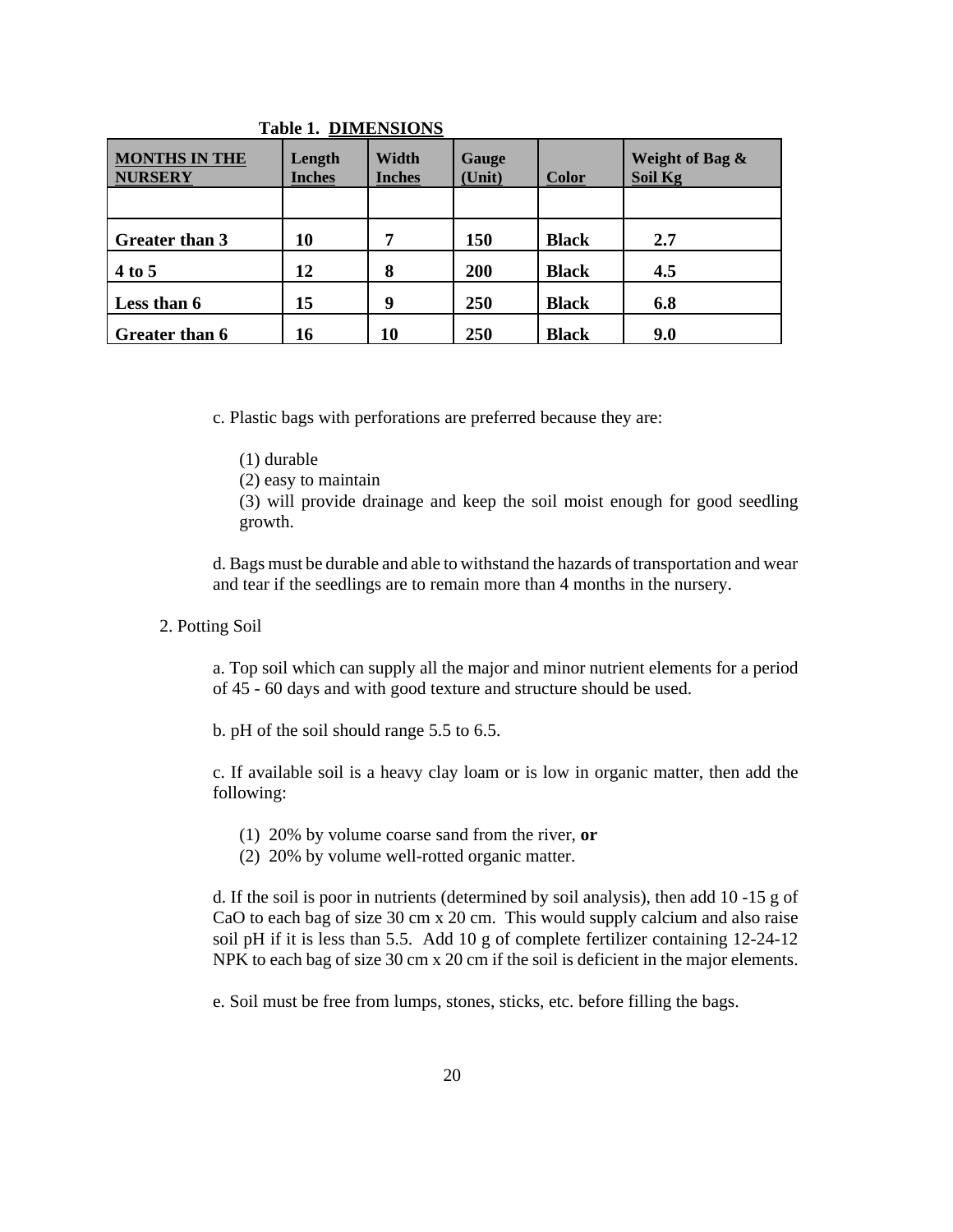**Table 1. DIMENSIONS**

| MONTHS IN THE NURSERY | Length Inches | Width Inches | Gauge (Unit) | Color | Weight of Bag & Soil Kg |
|---|---|---|---|---|---|
| | | | | | |
| **Greater than 3** | **10** | **7** | **150** | **Black** | **2.7** |
| **4 to 5** | **12** | **8** | **200** | **Black** | **4.5** |
| **Less than 6** | **15** | **9** | **250** | **Black** | **6.8** |
| **Greater than 6** | **16** | **10** | **250** | **Black** | **9.0** |

c. Plastic bags with perforations are preferred because they are:

(1) durable
(2) easy to maintain
(3) will provide drainage and keep the soil moist enough for good seedling growth.

d. Bags must be durable and able to withstand the hazards of transportation and wear and tear if the seedlings are to remain more than 4 months in the nursery.

2. Potting Soil

a. Top soil which can supply all the major and minor nutrient elements for a period of 45 - 60 days and with good texture and structure should be used.

b. pH of the soil should range 5.5 to 6.5.

c. If available soil is a heavy clay loam or is low in organic matter, then add the following:

(1) 20% by volume coarse sand from the river, **or**
(2) 20% by volume well-rotted organic matter.

d. If the soil is poor in nutrients (determined by soil analysis), then add 10 -15 g of CaO to each bag of size 30 cm x 20 cm. This would supply calcium and also raise soil pH if it is less than 5.5. Add 10 g of complete fertilizer containing 12-24-12 NPK to each bag of size 30 cm x 20 cm if the soil is deficient in the major elements.

e. Soil must be free from lumps, stones, sticks, etc. before filling the bags.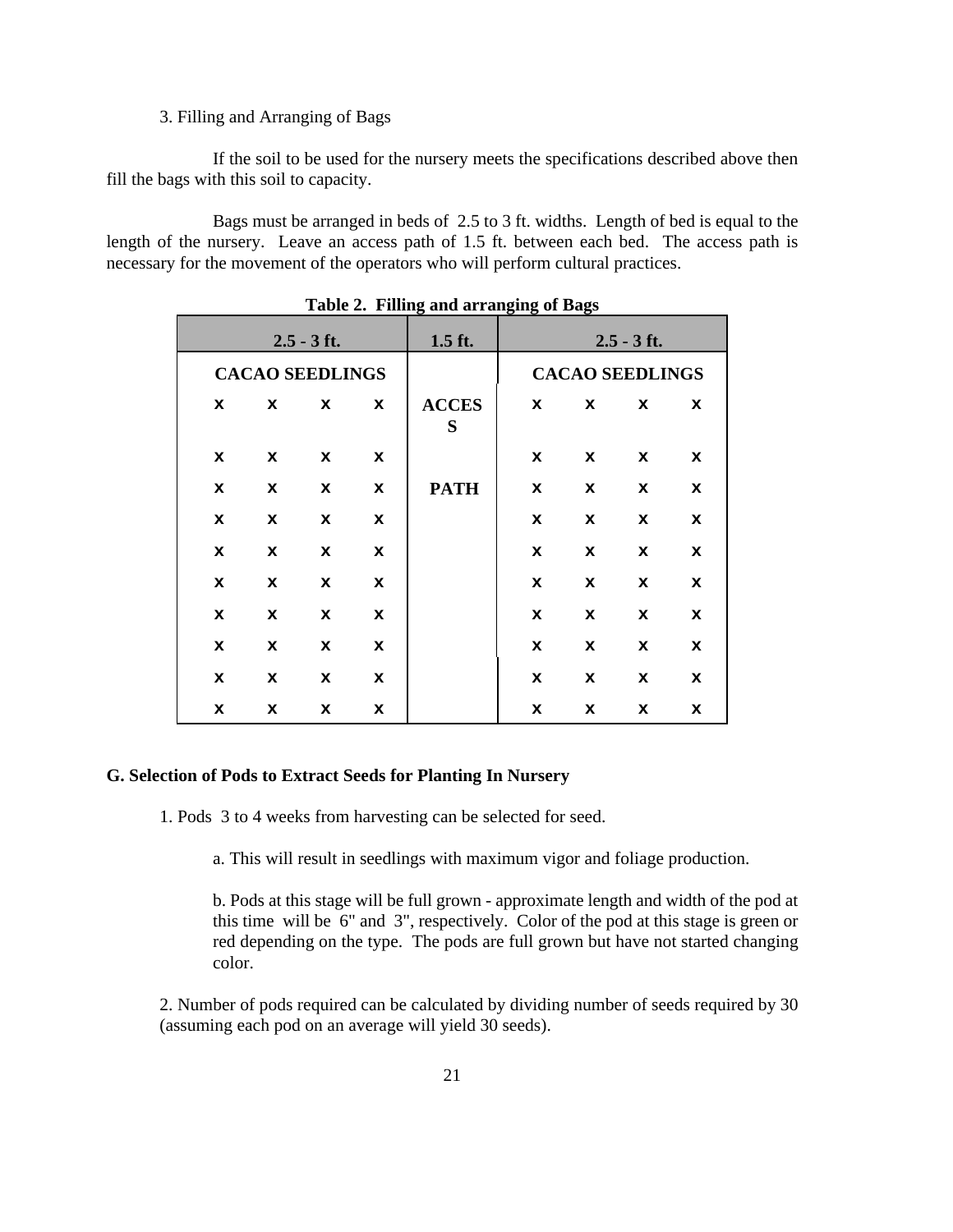3. Filling and Arranging of Bags

If the soil to be used for the nursery meets the specifications described above then fill the bags with this soil to capacity.

Bags must be arranged in beds of 2.5 to 3 ft. widths. Length of bed is equal to the length of the nursery. Leave an access path of 1.5 ft. between each bed. The access path is necessary for the movement of the operators who will perform cultural practices.

**Table 2. Filling and arranging of Bags**

| 2.5 - 3 ft. | | | | 1.5 ft. | 2.5 - 3 ft. | | | |
|---|---|---|---|---|---|---|---|---|
| **CACAO SEEDLINGS** | | | | | **CACAO SEEDLINGS** | | | |
| x | x | x | x | **ACCESS** | x | x | x | x |
| x | x | x | x | | x | x | x | x |
| x | x | x | x | **PATH** | x | x | x | x |
| x | x | x | x | | x | x | x | x |
| x | x | x | x | | x | x | x | x |
| x | x | x | x | | x | x | x | x |
| x | x | x | x | | x | x | x | x |
| x | x | x | x | | x | x | x | x |
| x | x | x | x | | x | x | x | x |
| x | x | x | x | | x | x | x | x |

### G. Selection of Pods to Extract Seeds for Planting In Nursery

1. Pods 3 to 4 weeks from harvesting can be selected for seed.

   a. This will result in seedlings with maximum vigor and foliage production.

   b. Pods at this stage will be full grown - approximate length and width of the pod at this time will be 6" and 3", respectively. Color of the pod at this stage is green or red depending on the type. The pods are full grown but have not started changing color.

2. Number of pods required can be calculated by dividing number of seeds required by 30 (assuming each pod on an average will yield 30 seeds).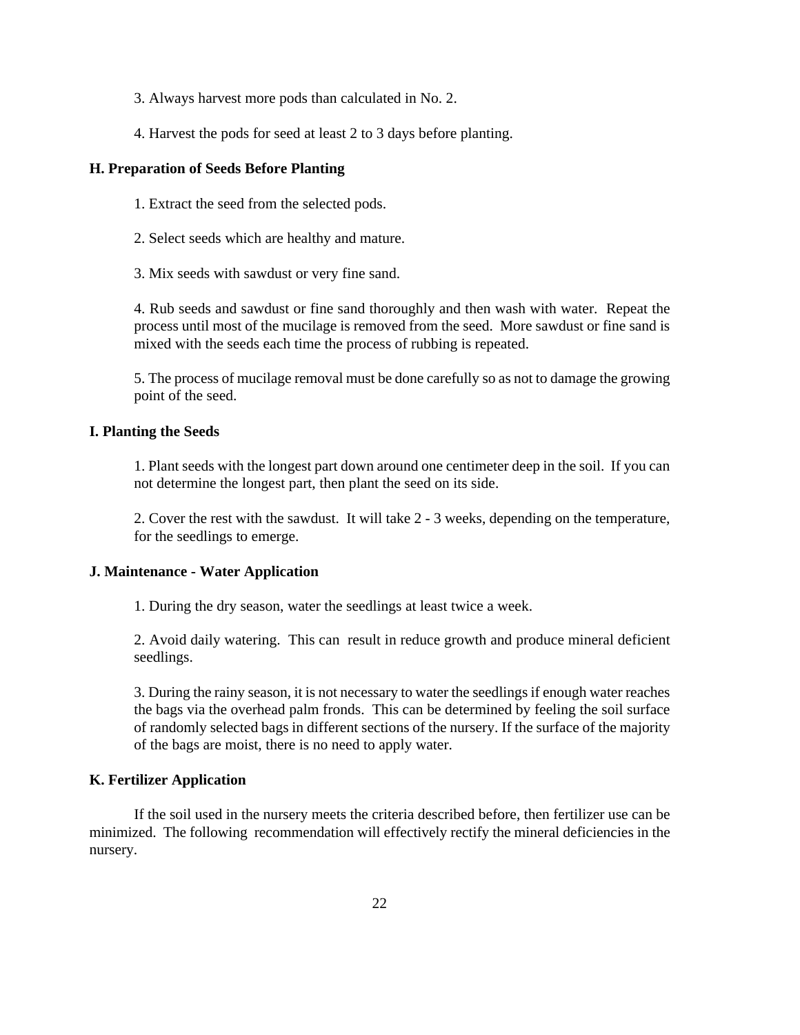3. Always harvest more pods than calculated in No. 2.

4. Harvest the pods for seed at least 2 to 3 days before planting.

### H. Preparation of Seeds Before Planting

1. Extract the seed from the selected pods.

2. Select seeds which are healthy and mature.

3. Mix seeds with sawdust or very fine sand.

4. Rub seeds and sawdust or fine sand thoroughly and then wash with water. Repeat the process until most of the mucilage is removed from the seed. More sawdust or fine sand is mixed with the seeds each time the process of rubbing is repeated.

5. The process of mucilage removal must be done carefully so as not to damage the growing point of the seed.

### I. Planting the Seeds

1. Plant seeds with the longest part down around one centimeter deep in the soil. If you can not determine the longest part, then plant the seed on its side.

2. Cover the rest with the sawdust. It will take 2 - 3 weeks, depending on the temperature, for the seedlings to emerge.

### J. Maintenance - Water Application

1. During the dry season, water the seedlings at least twice a week.

2. Avoid daily watering. This can result in reduce growth and produce mineral deficient seedlings.

3. During the rainy season, it is not necessary to water the seedlings if enough water reaches the bags via the overhead palm fronds. This can be determined by feeling the soil surface of randomly selected bags in different sections of the nursery. If the surface of the majority of the bags are moist, there is no need to apply water.

### K. Fertilizer Application

If the soil used in the nursery meets the criteria described before, then fertilizer use can be minimized. The following recommendation will effectively rectify the mineral deficiencies in the nursery.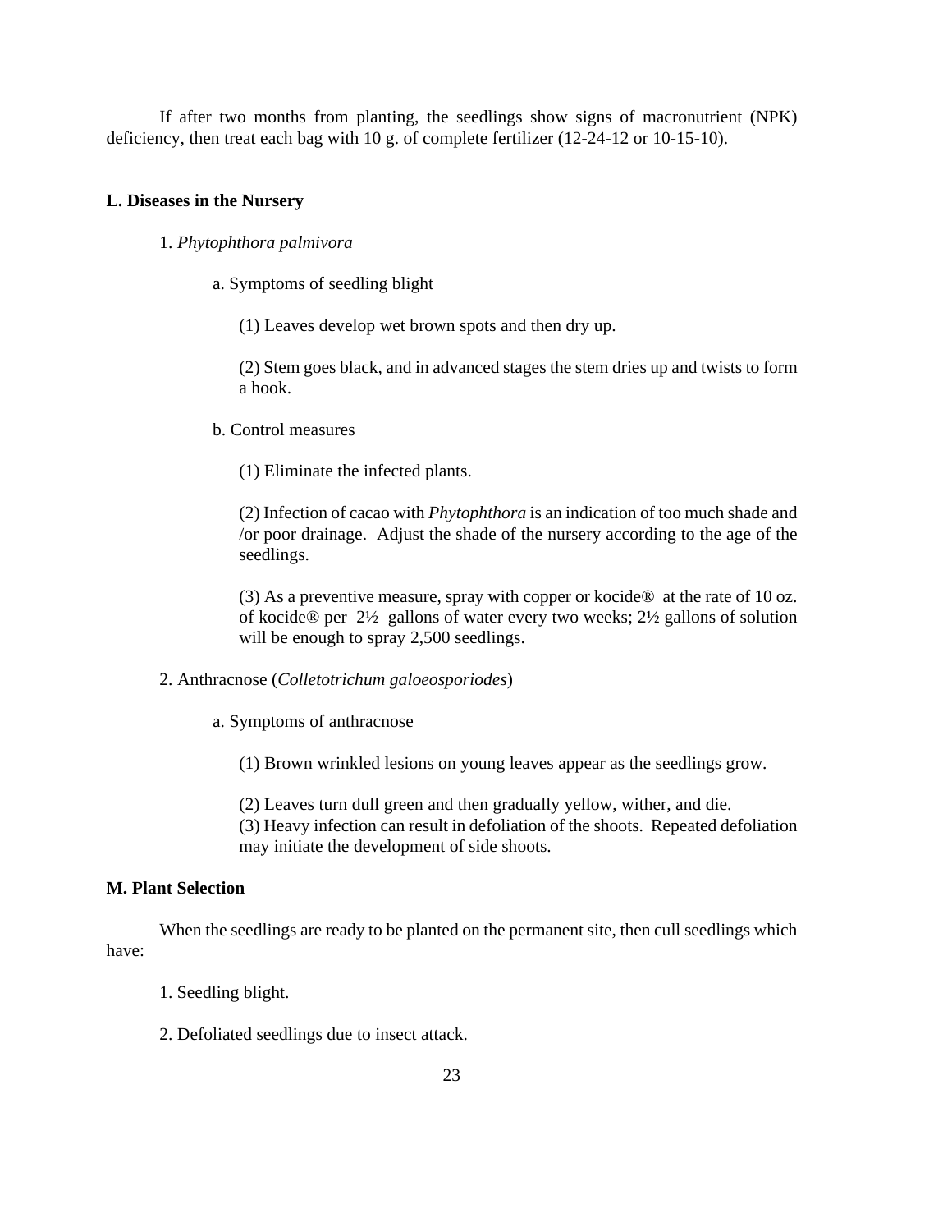If after two months from planting, the seedlings show signs of macronutrient (NPK) deficiency, then treat each bag with 10 g. of complete fertilizer (12-24-12 or 10-15-10).

### L. Diseases in the Nursery

1. *Phytophthora palmivora*

    a. Symptoms of seedling blight

    (1) Leaves develop wet brown spots and then dry up.

    (2) Stem goes black, and in advanced stages the stem dries up and twists to form a hook.

    b. Control measures

    (1) Eliminate the infected plants.

    (2) Infection of cacao with *Phytophthora* is an indication of too much shade and /or poor drainage. Adjust the shade of the nursery according to the age of the seedlings.

    (3) As a preventive measure, spray with copper or kocide® at the rate of 10 oz. of kocide® per 2½ gallons of water every two weeks; 2½ gallons of solution will be enough to spray 2,500 seedlings.

2. Anthracnose (*Colletotrichum galoeosporiodes*)

    a. Symptoms of anthracnose

    (1) Brown wrinkled lesions on young leaves appear as the seedlings grow.

    (2) Leaves turn dull green and then gradually yellow, wither, and die.
    (3) Heavy infection can result in defoliation of the shoots. Repeated defoliation may initiate the development of side shoots.

### M. Plant Selection

When the seedlings are ready to be planted on the permanent site, then cull seedlings which have:

1. Seedling blight.

2. Defoliated seedlings due to insect attack.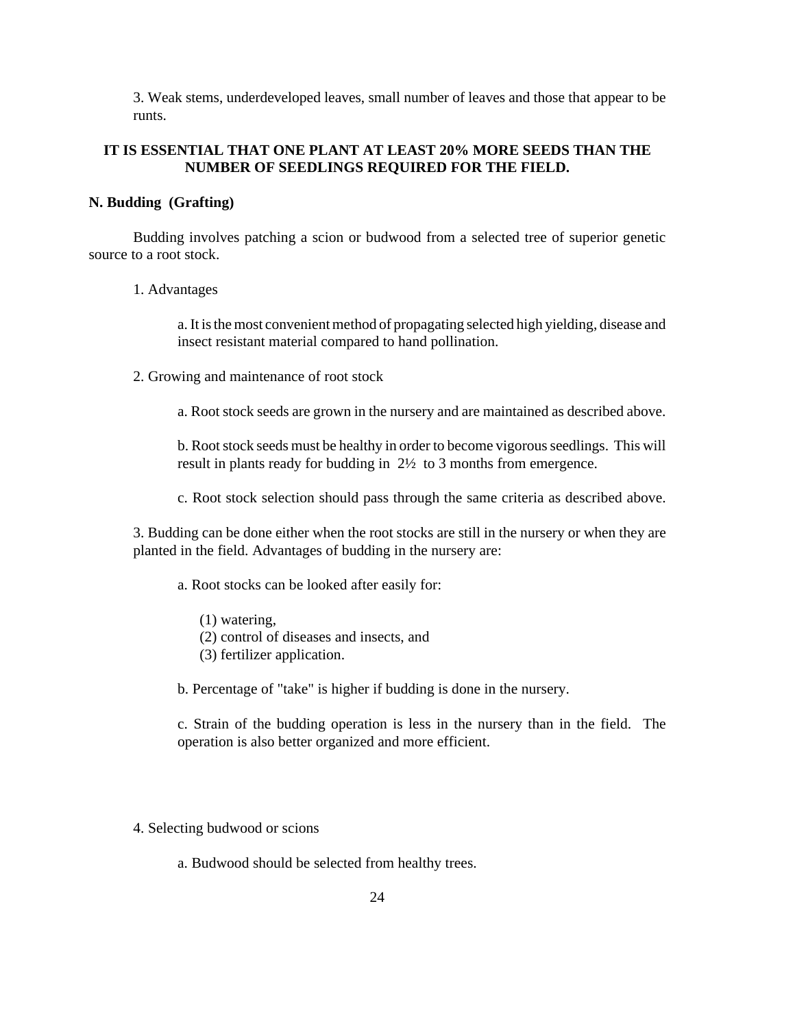3. Weak stems, underdeveloped leaves, small number of leaves and those that appear to be runts.

**IT IS ESSENTIAL THAT ONE PLANT AT LEAST 20% MORE SEEDS THAN THE NUMBER OF SEEDLINGS REQUIRED FOR THE FIELD.**

**N. Budding (Grafting)**

Budding involves patching a scion or budwood from a selected tree of superior genetic source to a root stock.

1. Advantages

   a. It is the most convenient method of propagating selected high yielding, disease and insect resistant material compared to hand pollination.

2. Growing and maintenance of root stock

   a. Root stock seeds are grown in the nursery and are maintained as described above.

   b. Root stock seeds must be healthy in order to become vigorous seedlings. This will result in plants ready for budding in 2½ to 3 months from emergence.

   c. Root stock selection should pass through the same criteria as described above.

3. Budding can be done either when the root stocks are still in the nursery or when they are planted in the field. Advantages of budding in the nursery are:

   a. Root stocks can be looked after easily for:

      (1) watering,
      (2) control of diseases and insects, and
      (3) fertilizer application.

   b. Percentage of "take" is higher if budding is done in the nursery.

   c. Strain of the budding operation is less in the nursery than in the field. The operation is also better organized and more efficient.

4. Selecting budwood or scions

   a. Budwood should be selected from healthy trees.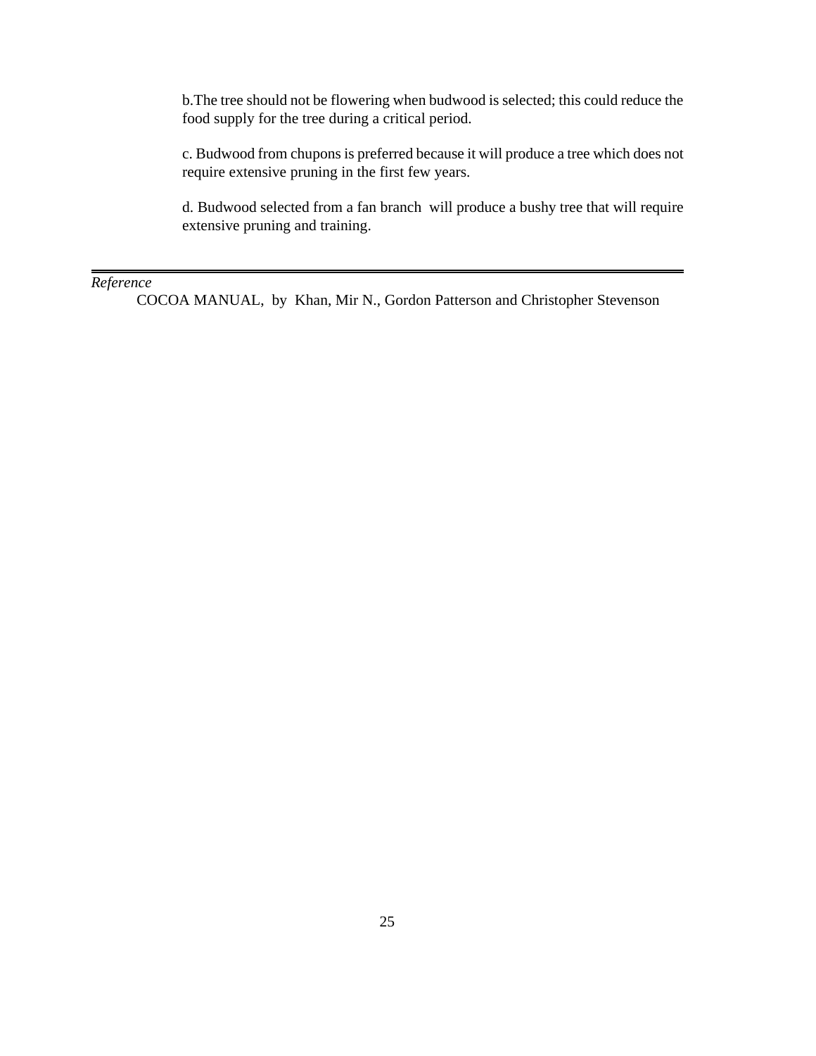b.The tree should not be flowering when budwood is selected; this could reduce the food supply for the tree during a critical period.

c. Budwood from chupons is preferred because it will produce a tree which does not require extensive pruning in the first few years.

d. Budwood selected from a fan branch will produce a bushy tree that will require extensive pruning and training.

---

*Reference*

COCOA MANUAL, by Khan, Mir N., Gordon Patterson and Christopher Stevenson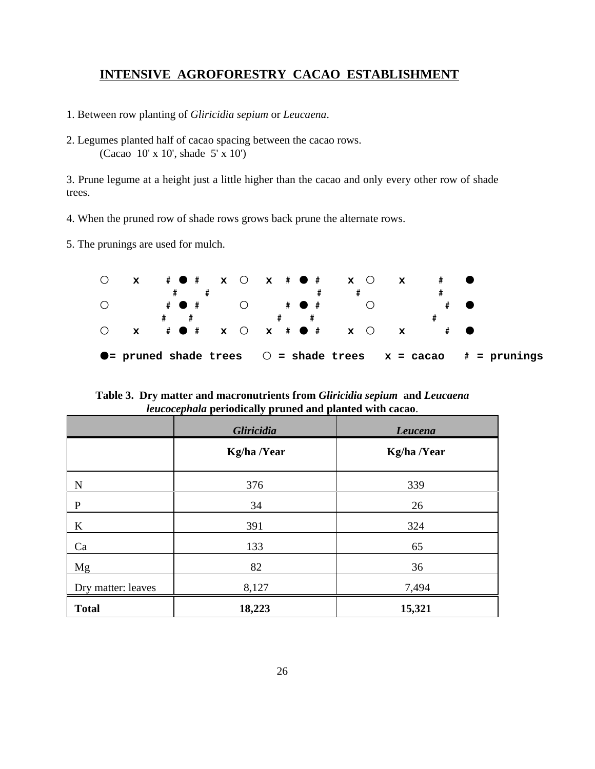## INTENSIVE AGROFORESTRY CACAO ESTABLISHMENT

1. Between row planting of *Gliricidia sepium* or *Leucaena*.

2. Legumes planted half of cacao spacing between the cacao rows.
   (Cacao 10' x 10', shade 5' x 10')

3. Prune legume at a height just a little higher than the cacao and only every other row of shade trees.

4. When the pruned row of shade rows grows back prune the alternate rows.

5. The prunings are used for mulch.

```
○    x    # ● #   x  ○   x  # ● #    x  ○    x      #    ●
            #     #                   #      #                  #
○             # ● #         ○        # ● #          ○             #   ●
           #    #                #      #                  #
○    x    # ● #   x  ○   x  # ● #    x  ○    x       #   ●

●= pruned shade trees   ○ = shade trees   x = cacao   # = prunings
```

**Table 3. Dry matter and macronutrients from *Gliricidia sepium* and *Leucaena leucocephala* periodically pruned and planted with cacao.**

| | ***Gliricidia*** | ***Leucena*** |
|---|---|---|
| | **Kg/ha /Year** | **Kg/ha /Year** |
| N | 376 | 339 |
| P | 34 | 26 |
| K | 391 | 324 |
| Ca | 133 | 65 |
| Mg | 82 | 36 |
| Dry matter: leaves | 8,127 | 7,494 |
| **Total** | **18,223** | **15,321** |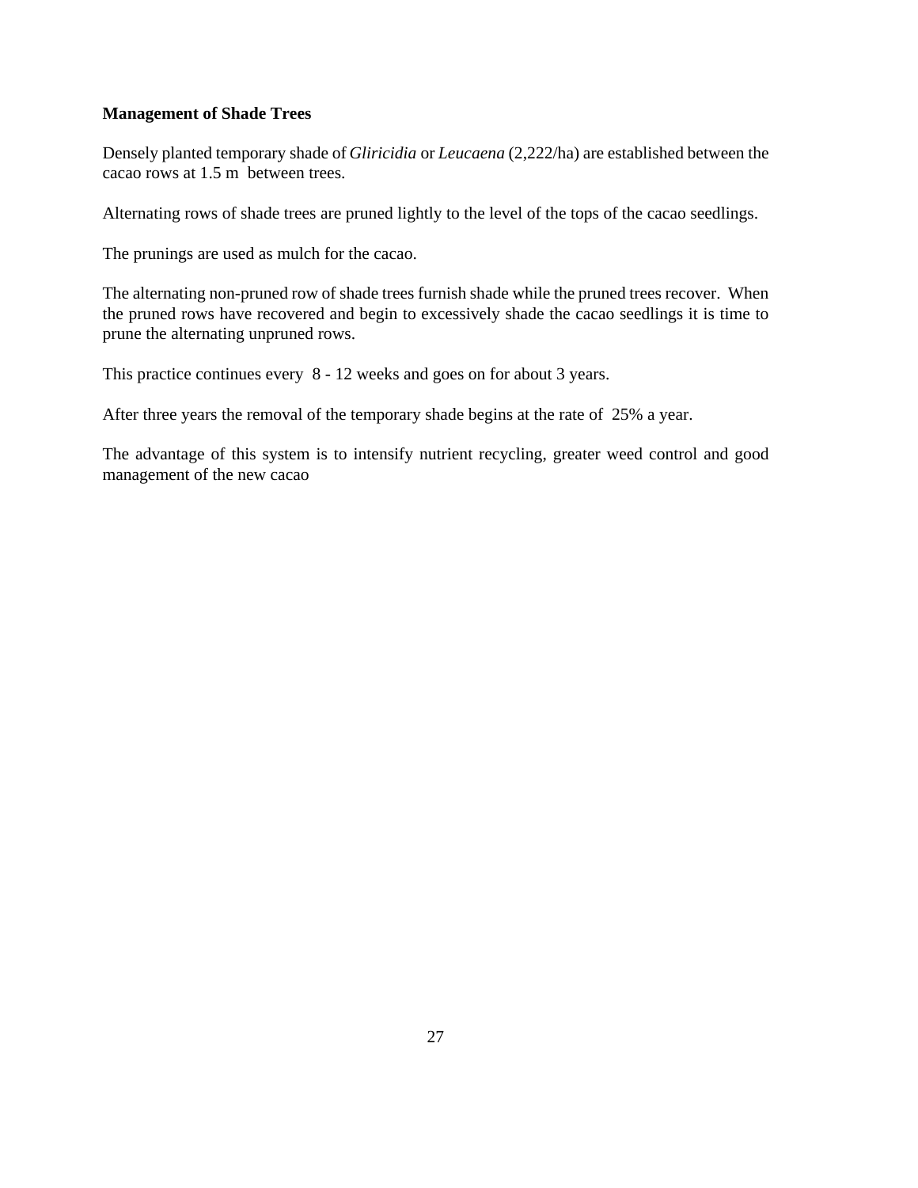**Management of Shade Trees**

Densely planted temporary shade of *Gliricidia* or *Leucaena* (2,222/ha) are established between the cacao rows at 1.5 m between trees.

Alternating rows of shade trees are pruned lightly to the level of the tops of the cacao seedlings.

The prunings are used as mulch for the cacao.

The alternating non-pruned row of shade trees furnish shade while the pruned trees recover. When the pruned rows have recovered and begin to excessively shade the cacao seedlings it is time to prune the alternating unpruned rows.

This practice continues every 8 - 12 weeks and goes on for about 3 years.

After three years the removal of the temporary shade begins at the rate of 25% a year.

The advantage of this system is to intensify nutrient recycling, greater weed control and good management of the new cacao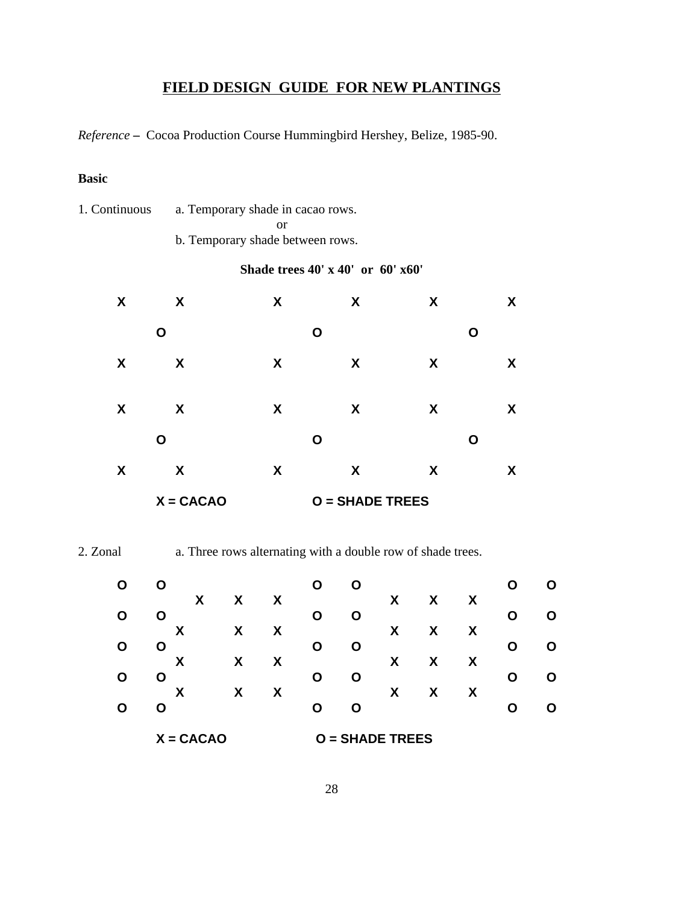## FIELD DESIGN GUIDE FOR NEW PLANTINGS

*Reference* – Cocoa Production Course Hummingbird Hershey, Belize, 1985-90.

**Basic**

1. Continuous
   a. Temporary shade in cacao rows.
      or
   b. Temporary shade between rows.

**Shade trees 40' x 40' or 60' x60'**

```
X      X          X         X         X         X

    O                  O                   O

X      X          X         X         X         X


X      X          X         X         X         X

    O                  O                   O

X      X          X         X         X         X

    X = CACAO              O = SHADE TREES
```

2. Zonal
   a. Three rows alternating with a double row of shade trees.

```
O    O                   O    O                   O    O
         X    X    X               X    X    X
O    O                   O    O                   O    O
       X      X    X               X    X    X
O    O                   O    O                   O    O
       X      X    X               X    X    X
O    O                   O    O                   O    O
       X      X    X               X    X    X
O    O                   O    O                   O    O

    X = CACAO              O = SHADE TREES
```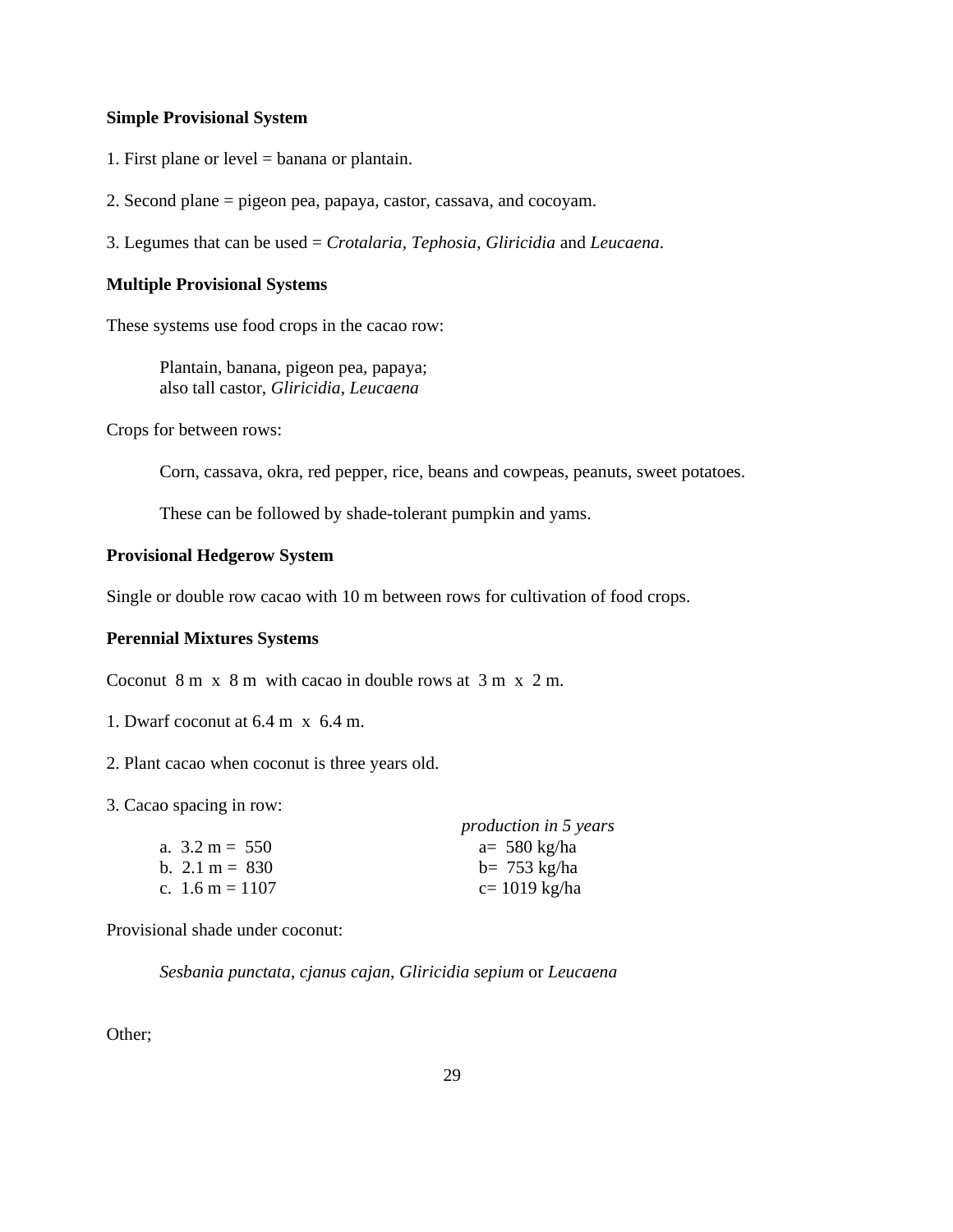**Simple Provisional System**

1. First plane or level = banana or plantain.

2. Second plane = pigeon pea, papaya, castor, cassava, and cocoyam.

3. Legumes that can be used = *Crotalaria*, *Tephosia*, *Gliricidia* and *Leucaena*.

**Multiple Provisional Systems**

These systems use food crops in the cacao row:

> Plantain, banana, pigeon pea, papaya;
> also tall castor, *Gliricidia*, *Leucaena*

Crops for between rows:

> Corn, cassava, okra, red pepper, rice, beans and cowpeas, peanuts, sweet potatoes.
>
> These can be followed by shade-tolerant pumpkin and yams.

**Provisional Hedgerow System**

Single or double row cacao with 10 m between rows for cultivation of food crops.

**Perennial Mixtures Systems**

Coconut 8 m x 8 m with cacao in double rows at 3 m x 2 m.

1. Dwarf coconut at 6.4 m x 6.4 m.

2. Plant cacao when coconut is three years old.

3. Cacao spacing in row:

| | *production in 5 years* |
|---|---|
| a. 3.2 m = 550 | a= 580 kg/ha |
| b. 2.1 m = 830 | b= 753 kg/ha |
| c. 1.6 m = 1107 | c= 1019 kg/ha |

Provisional shade under coconut:

> *Sesbania punctata*, *cjanus cajan*, *Gliricidia sepium* or *Leucaena*

Other;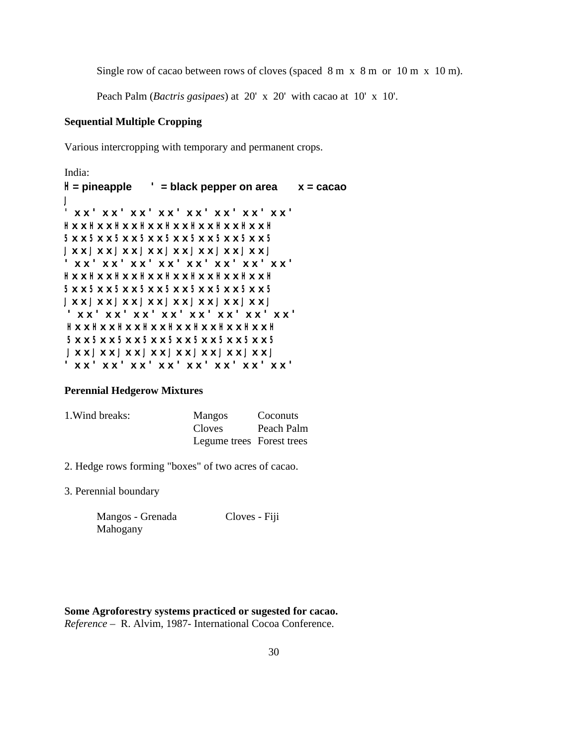Single row of cacao between rows of cloves (spaced 8 m x 8 m or 10 m x 10 m).

Peach Palm (*Bactris gasipaes*) at 20' x 20' with cacao at 10' x 10'.

**Sequential Multiple Cropping**

Various intercropping with temporary and permanent crops.

India:

**H = pineapple ' = black pepper on area x = cacao**

```
J
' x x ' x x ' x x ' x x ' x x ' x x ' x x ' x x '
H x x H x x H x x H x x H x x H x x H x x H x x H
5 x x 5 x x 5 x x 5 x x 5 x x 5 x x 5 x x 5 x x 5
J x x J x x J x x J x x J x x J x x J x x J x x J
' x x ' x x ' x x ' x x ' x x ' x x ' x x ' x x '
H x x H x x H x x H x x H x x H x x H x x H x x H
5 x x 5 x x 5 x x 5 x x 5 x x 5 x x 5 x x 5 x x 5
J x x J x x J x x J x x J x x J x x J x x J x x J
 ' x x ' x x ' x x ' x x ' x x ' x x ' x x ' x x '
 H x x H x x H x x H x x H x x H x x H x x H x x H
 5 x x 5 x x 5 x x 5 x x 5 x x 5 x x 5 x x 5 x x 5
 J x x J x x J x x J x x J x x J x x J x x J x x J
' x x ' x x ' x x ' x x ' x x ' x x ' x x ' x x '
```

**Perennial Hedgerow Mixtures**

| 1.Wind breaks: | Mangos | Coconuts |
|---|---|---|
| | Cloves | Peach Palm |
| | Legume trees | Forest trees |

2. Hedge rows forming "boxes" of two acres of cacao.

3. Perennial boundary

Mangos - Grenada     Cloves - Fiji
Mahogany

**Some Agroforestry systems practiced or sugested for cacao.**
*Reference* – R. Alvim, 1987- International Cocoa Conference.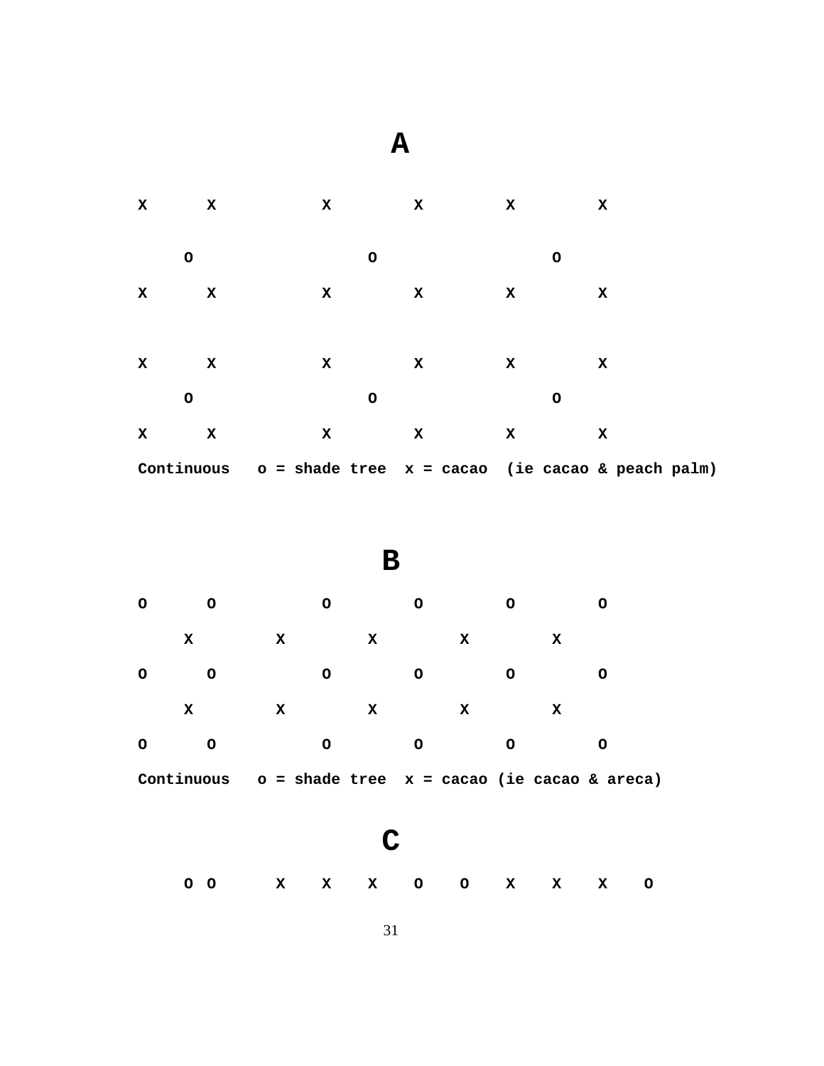# A

```
X      X           X         X         X         X

    O                  O                  O
X      X           X         X         X         X


X      X           X         X         X         X
    O                  O                  O
X      X           X         X         X         X
```

**Continuous   o = shade tree  x = cacao  (ie cacao & peach palm)**

# B

```
O      O           O         O         O         O
    X         X         X         X         X
O      O           O         O         O         O
    X         X         X         X         X
O      O           O         O         O         O
```

**Continuous   o = shade tree  x = cacao (ie cacao & areca)**

# C

```
    O  O      X    X    X    O    O    X    X    X    O
```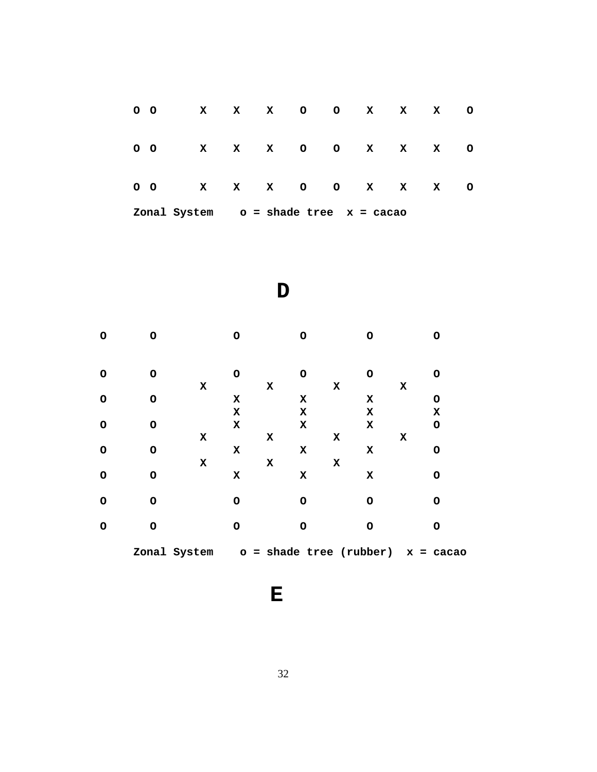```
O O      X    X    X    O    O    X    X    X    O


O O      X    X    X    O    O    X    X    X    O


O O      X    X    X    O    O    X    X    X    O
```

Zonal System  o = shade tree  x = cacao

**D**

```
O      O          O        O        O        O


O      O          O        O        O        O
             X         X        X        X
O      O          X        X        X        O
                  X        X        X        X
O      O          X        X        X        O
             X         X        X        X
O      O          X        X        X        O
             X         X        X
O      O          X        X        X        O

O      O          O        O        O        O

O      O          O        O        O        O
```

Zonal System  o = shade tree (rubber)  x = cacao

**E**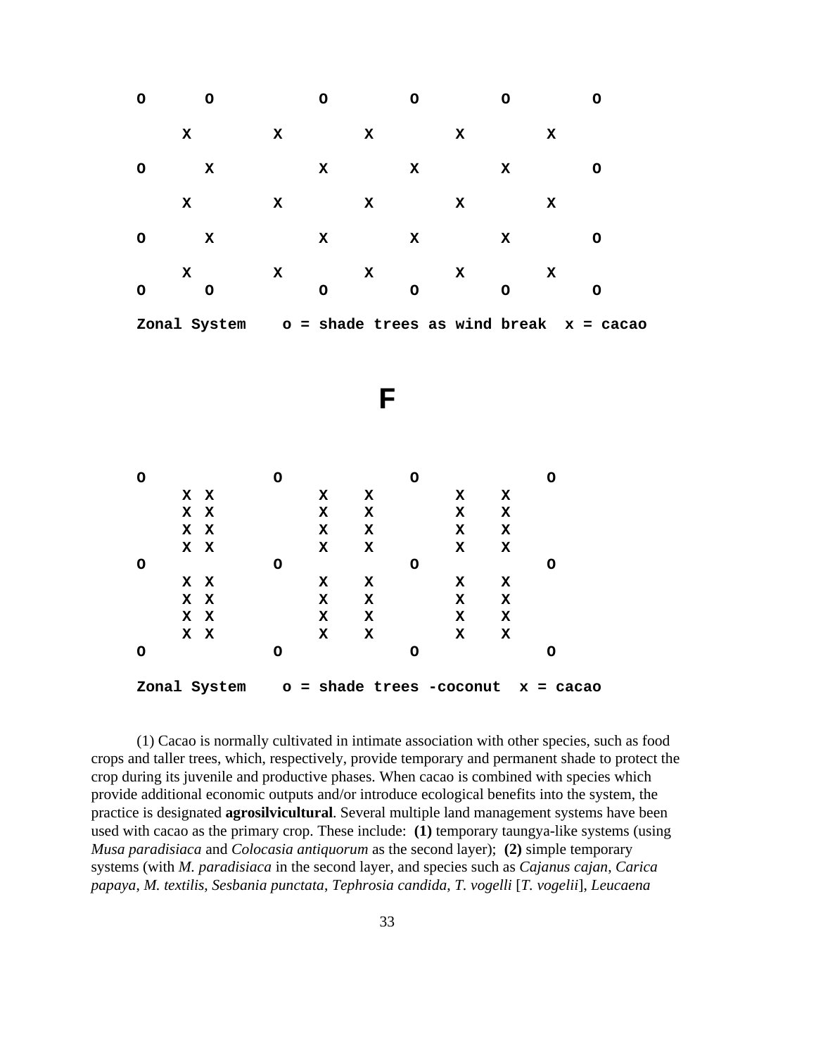```
O      O         O         O         O         O

    X        X        X         X         X

O      X         X         X         X         O

    X        X        X         X         X

O      X         X         X         X         O

    X        X        X         X         X
O      O         O         O         O         O

Zonal System    o = shade trees as wind break  x = cacao
```

# F

```
O           O            O            O
    X X         X   X        X   X
    X X         X   X        X   X
    X X         X   X        X   X
    X X         X   X        X   X
O           O            O            O
    X X         X   X        X   X
    X X         X   X        X   X
    X X         X   X        X   X
    X X         X   X        X   X
O           O            O            O

Zonal System    o = shade trees -coconut  x = cacao
```

(1) Cacao is normally cultivated in intimate association with other species, such as food crops and taller trees, which, respectively, provide temporary and permanent shade to protect the crop during its juvenile and productive phases. When cacao is combined with species which provide additional economic outputs and/or introduce ecological benefits into the system, the practice is designated **agrosilvicultural**. Several multiple land management systems have been used with cacao as the primary crop. These include: **(1)** temporary taungya-like systems (using *Musa paradisiaca* and *Colocasia antiquorum* as the second layer); **(2)** simple temporary systems (with *M. paradisiaca* in the second layer, and species such as *Cajanus cajan*, *Carica papaya*, *M. textilis*, *Sesbania punctata*, *Tephrosia candida*, *T. vogelli* [*T. vogelii*], *Leucaena*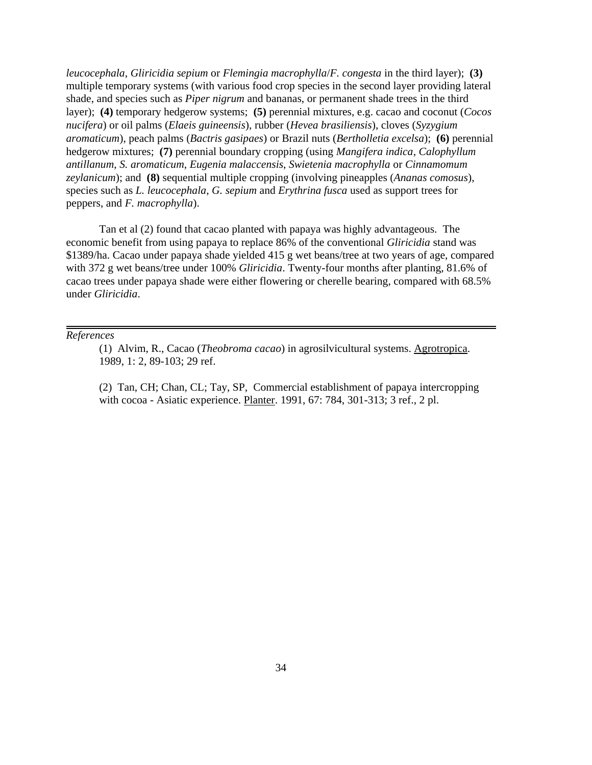*leucocephala*, *Gliricidia sepium* or *Flemingia macrophylla*/*F. congesta* in the third layer); **(3)** multiple temporary systems (with various food crop species in the second layer providing lateral shade, and species such as *Piper nigrum* and bananas, or permanent shade trees in the third layer); **(4)** temporary hedgerow systems; **(5)** perennial mixtures, e.g. cacao and coconut (*Cocos nucifera*) or oil palms (*Elaeis guineensis*), rubber (*Hevea brasiliensis*), cloves (*Syzygium aromaticum*), peach palms (*Bactris gasipaes*) or Brazil nuts (*Bertholletia excelsa*); **(6)** perennial hedgerow mixtures; **(7)** perennial boundary cropping (using *Mangifera indica*, *Calophyllum antillanum*, *S. aromaticum*, *Eugenia malaccensis*, *Swietenia macrophylla* or *Cinnamomum zeylanicum*); and **(8)** sequential multiple cropping (involving pineapples (*Ananas comosus*), species such as *L. leucocephala*, *G. sepium* and *Erythrina fusca* used as support trees for peppers, and *F. macrophylla*).

Tan et al (2) found that cacao planted with papaya was highly advantageous. The economic benefit from using papaya to replace 86% of the conventional *Gliricidia* stand was $1389/ha. Cacao under papaya shade yielded 415 g wet beans/tree at two years of age, compared with 372 g wet beans/tree under 100% *Gliricidia*. Twenty-four months after planting, 81.6% of cacao trees under papaya shade were either flowering or cherelle bearing, compared with 68.5% under *Gliricidia*.

---

*References*

(1) Alvim, R., Cacao (*Theobroma cacao*) in agrosilvicultural systems. Agrotropica. 1989, 1: 2, 89-103; 29 ref.

(2) Tan, CH; Chan, CL; Tay, SP, Commercial establishment of papaya intercropping with cocoa - Asiatic experience. Planter. 1991, 67: 784, 301-313; 3 ref., 2 pl.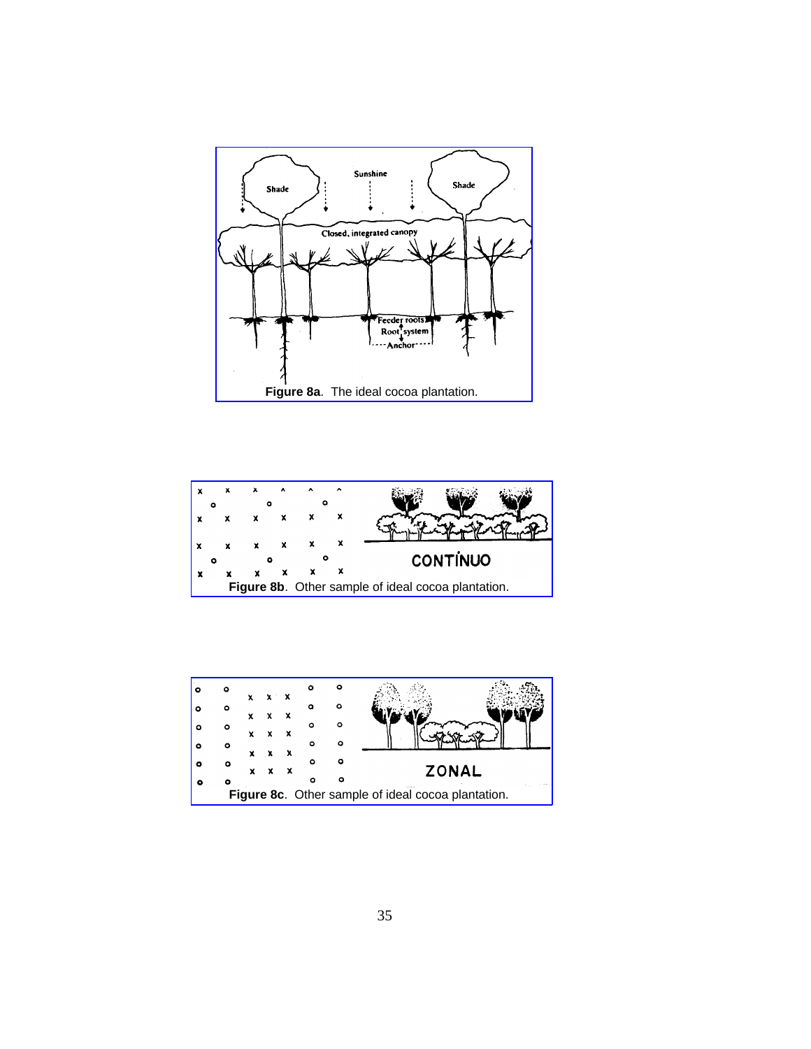**Figure 8a**. The ideal cocoa plantation.

**Figure 8b**. Other sample of ideal cocoa plantation.

**Figure 8c**. Other sample of ideal cocoa plantation.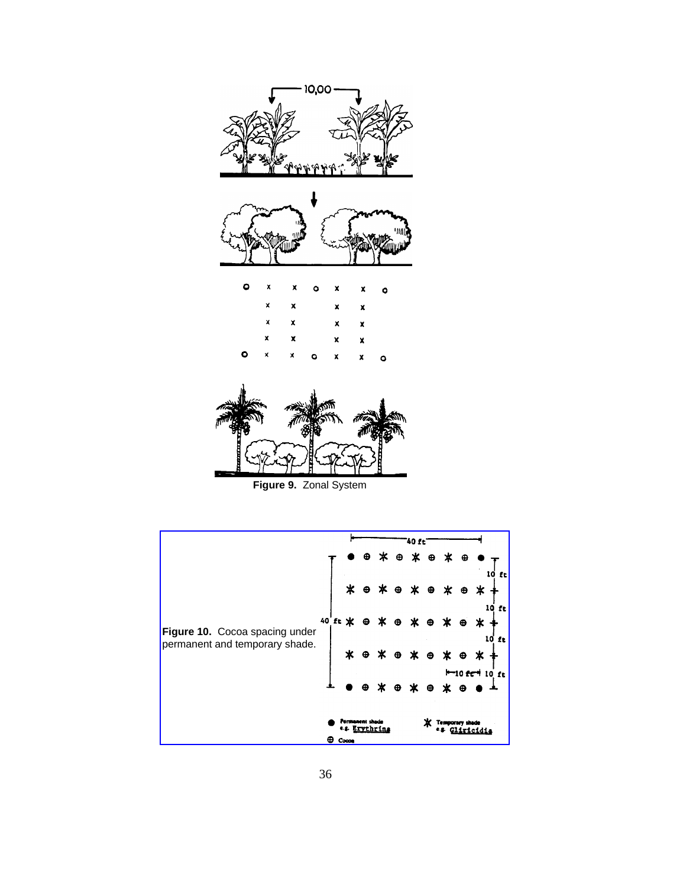Figure 9. Zonal System

Figure 10. Cocoa spacing under permanent and temporary shade.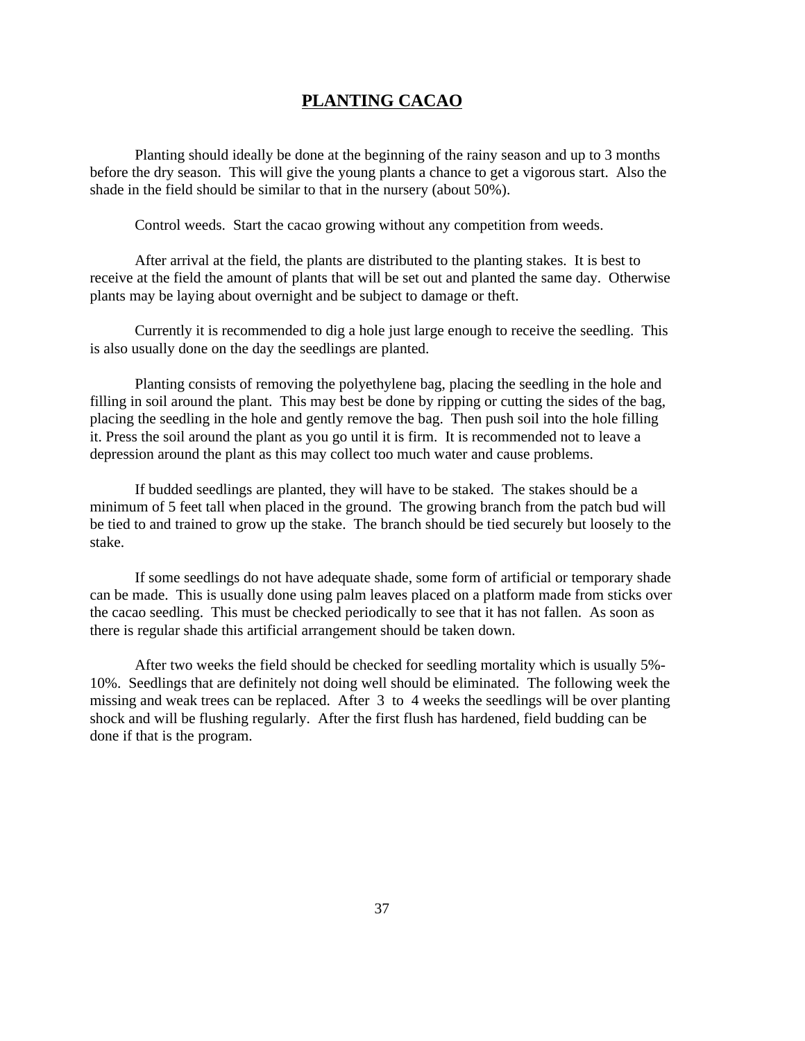# PLANTING CACAO

Planting should ideally be done at the beginning of the rainy season and up to 3 months before the dry season. This will give the young plants a chance to get a vigorous start. Also the shade in the field should be similar to that in the nursery (about 50%).

Control weeds. Start the cacao growing without any competition from weeds.

After arrival at the field, the plants are distributed to the planting stakes. It is best to receive at the field the amount of plants that will be set out and planted the same day. Otherwise plants may be laying about overnight and be subject to damage or theft.

Currently it is recommended to dig a hole just large enough to receive the seedling. This is also usually done on the day the seedlings are planted.

Planting consists of removing the polyethylene bag, placing the seedling in the hole and filling in soil around the plant. This may best be done by ripping or cutting the sides of the bag, placing the seedling in the hole and gently remove the bag. Then push soil into the hole filling it. Press the soil around the plant as you go until it is firm. It is recommended not to leave a depression around the plant as this may collect too much water and cause problems.

If budded seedlings are planted, they will have to be staked. The stakes should be a minimum of 5 feet tall when placed in the ground. The growing branch from the patch bud will be tied to and trained to grow up the stake. The branch should be tied securely but loosely to the stake.

If some seedlings do not have adequate shade, some form of artificial or temporary shade can be made. This is usually done using palm leaves placed on a platform made from sticks over the cacao seedling. This must be checked periodically to see that it has not fallen. As soon as there is regular shade this artificial arrangement should be taken down.

After two weeks the field should be checked for seedling mortality which is usually 5%-10%. Seedlings that are definitely not doing well should be eliminated. The following week the missing and weak trees can be replaced. After 3 to 4 weeks the seedlings will be over planting shock and will be flushing regularly. After the first flush has hardened, field budding can be done if that is the program.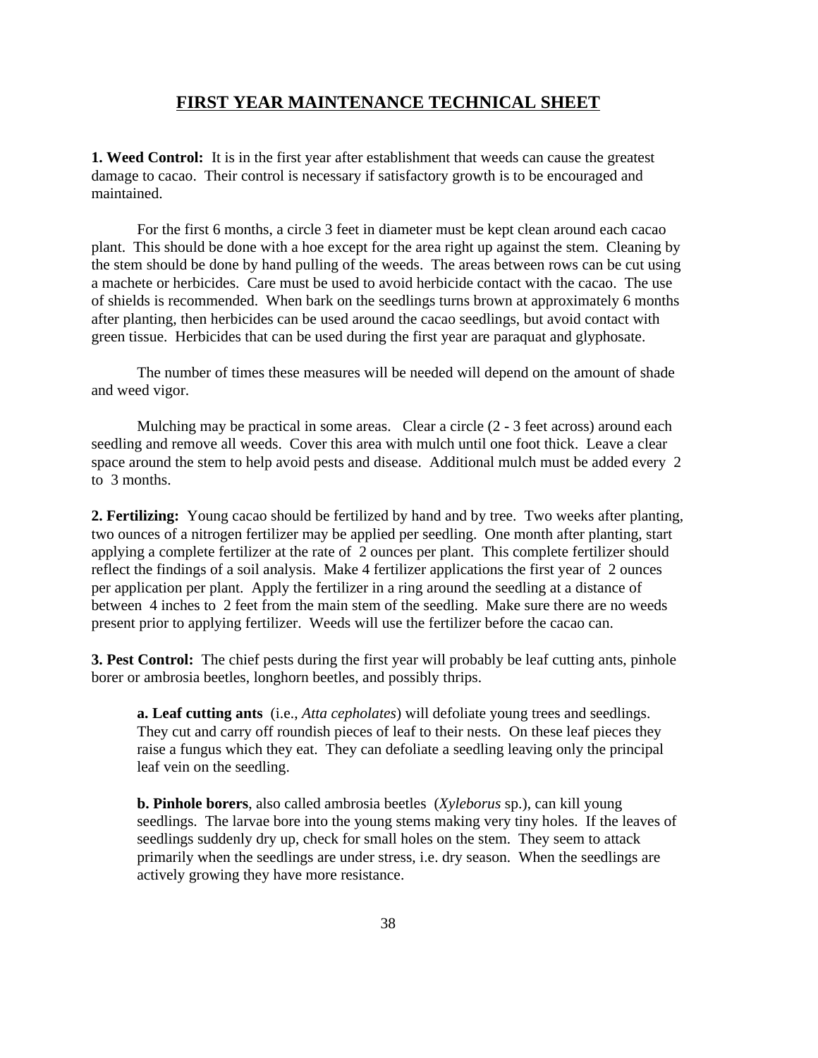## FIRST YEAR MAINTENANCE TECHNICAL SHEET

**1. Weed Control:** It is in the first year after establishment that weeds can cause the greatest damage to cacao. Their control is necessary if satisfactory growth is to be encouraged and maintained.

For the first 6 months, a circle 3 feet in diameter must be kept clean around each cacao plant. This should be done with a hoe except for the area right up against the stem. Cleaning by the stem should be done by hand pulling of the weeds. The areas between rows can be cut using a machete or herbicides. Care must be used to avoid herbicide contact with the cacao. The use of shields is recommended. When bark on the seedlings turns brown at approximately 6 months after planting, then herbicides can be used around the cacao seedlings, but avoid contact with green tissue. Herbicides that can be used during the first year are paraquat and glyphosate.

The number of times these measures will be needed will depend on the amount of shade and weed vigor.

Mulching may be practical in some areas. Clear a circle (2 - 3 feet across) around each seedling and remove all weeds. Cover this area with mulch until one foot thick. Leave a clear space around the stem to help avoid pests and disease. Additional mulch must be added every 2 to 3 months.

**2. Fertilizing:** Young cacao should be fertilized by hand and by tree. Two weeks after planting, two ounces of a nitrogen fertilizer may be applied per seedling. One month after planting, start applying a complete fertilizer at the rate of 2 ounces per plant. This complete fertilizer should reflect the findings of a soil analysis. Make 4 fertilizer applications the first year of 2 ounces per application per plant. Apply the fertilizer in a ring around the seedling at a distance of between 4 inches to 2 feet from the main stem of the seedling. Make sure there are no weeds present prior to applying fertilizer. Weeds will use the fertilizer before the cacao can.

**3. Pest Control:** The chief pests during the first year will probably be leaf cutting ants, pinhole borer or ambrosia beetles, longhorn beetles, and possibly thrips.

> **a. Leaf cutting ants** (i.e., *Atta cepholates*) will defoliate young trees and seedlings. They cut and carry off roundish pieces of leaf to their nests. On these leaf pieces they raise a fungus which they eat. They can defoliate a seedling leaving only the principal leaf vein on the seedling.
>
> **b. Pinhole borers**, also called ambrosia beetles (*Xyleborus* sp.), can kill young seedlings. The larvae bore into the young stems making very tiny holes. If the leaves of seedlings suddenly dry up, check for small holes on the stem. They seem to attack primarily when the seedlings are under stress, i.e. dry season. When the seedlings are actively growing they have more resistance.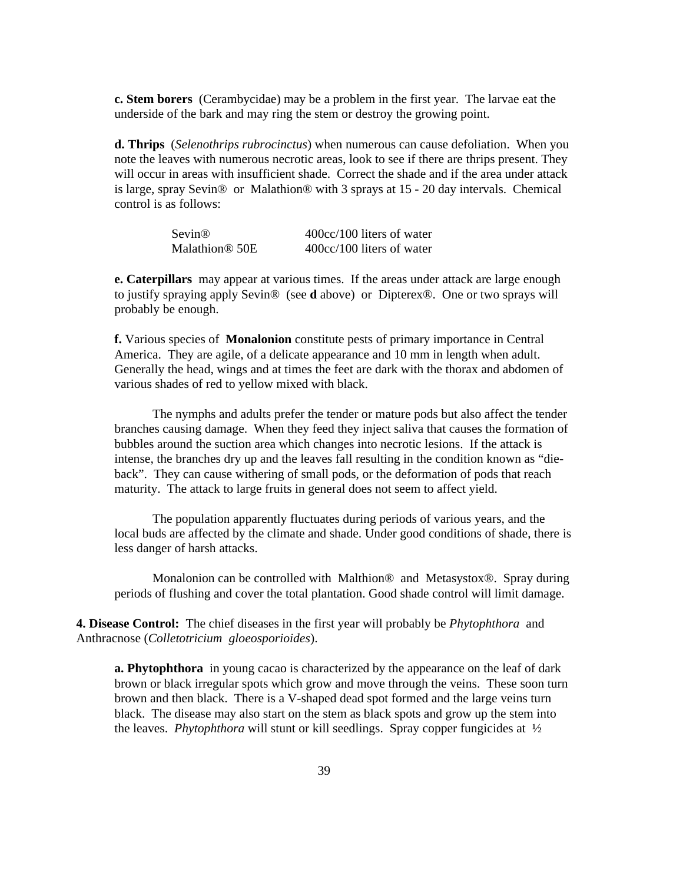**c. Stem borers** (Cerambycidae) may be a problem in the first year. The larvae eat the underside of the bark and may ring the stem or destroy the growing point.

**d. Thrips** (*Selenothrips rubrocinctus*) when numerous can cause defoliation. When you note the leaves with numerous necrotic areas, look to see if there are thrips present. They will occur in areas with insufficient shade. Correct the shade and if the area under attack is large, spray Sevin® or Malathion® with 3 sprays at 15 - 20 day intervals. Chemical control is as follows:

| | |
|---|---|
| Sevin® | 400cc/100 liters of water |
| Malathion® 50E | 400cc/100 liters of water |

**e. Caterpillars** may appear at various times. If the areas under attack are large enough to justify spraying apply Sevin® (see **d** above) or Dipterex®. One or two sprays will probably be enough.

**f.** Various species of **Monalonion** constitute pests of primary importance in Central America. They are agile, of a delicate appearance and 10 mm in length when adult. Generally the head, wings and at times the feet are dark with the thorax and abdomen of various shades of red to yellow mixed with black.

The nymphs and adults prefer the tender or mature pods but also affect the tender branches causing damage. When they feed they inject saliva that causes the formation of bubbles around the suction area which changes into necrotic lesions. If the attack is intense, the branches dry up and the leaves fall resulting in the condition known as "die-back". They can cause withering of small pods, or the deformation of pods that reach maturity. The attack to large fruits in general does not seem to affect yield.

The population apparently fluctuates during periods of various years, and the local buds are affected by the climate and shade. Under good conditions of shade, there is less danger of harsh attacks.

Monalonion can be controlled with Malthion® and Metasystox®. Spray during periods of flushing and cover the total plantation. Good shade control will limit damage.

**4. Disease Control:** The chief diseases in the first year will probably be *Phytophthora* and Anthracnose (*Colletotricium gloeosporioides*).

**a. Phytophthora** in young cacao is characterized by the appearance on the leaf of dark brown or black irregular spots which grow and move through the veins. These soon turn brown and then black. There is a V-shaped dead spot formed and the large veins turn black. The disease may also start on the stem as black spots and grow up the stem into the leaves. *Phytophthora* will stunt or kill seedlings. Spray copper fungicides at ½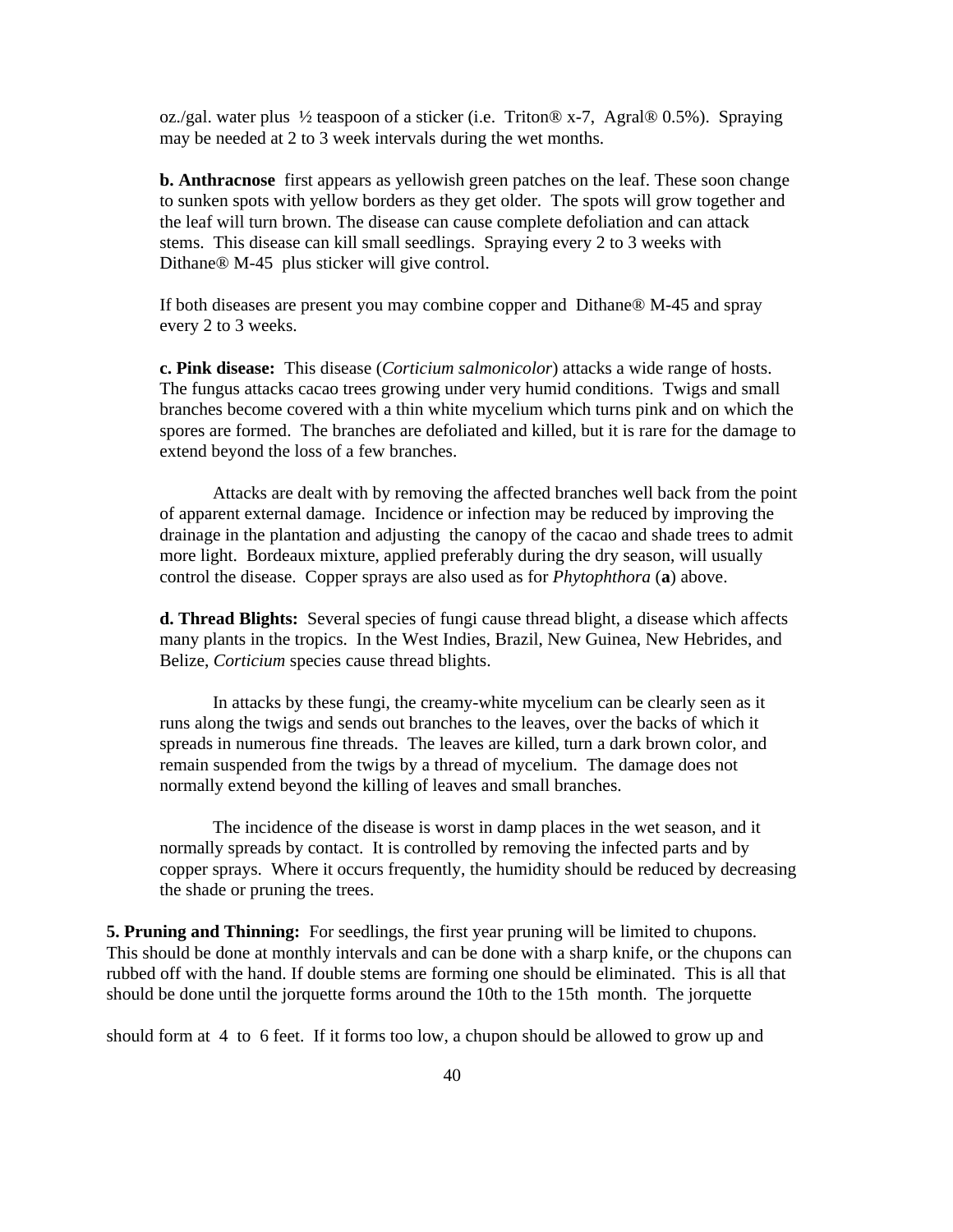oz./gal. water plus ½ teaspoon of a sticker (i.e. Triton® x-7, Agral® 0.5%). Spraying may be needed at 2 to 3 week intervals during the wet months.

**b. Anthracnose** first appears as yellowish green patches on the leaf. These soon change to sunken spots with yellow borders as they get older. The spots will grow together and the leaf will turn brown. The disease can cause complete defoliation and can attack stems. This disease can kill small seedlings. Spraying every 2 to 3 weeks with Dithane® M-45 plus sticker will give control.

If both diseases are present you may combine copper and Dithane® M-45 and spray every 2 to 3 weeks.

**c. Pink disease:** This disease (*Corticium salmonicolor*) attacks a wide range of hosts. The fungus attacks cacao trees growing under very humid conditions. Twigs and small branches become covered with a thin white mycelium which turns pink and on which the spores are formed. The branches are defoliated and killed, but it is rare for the damage to extend beyond the loss of a few branches.

Attacks are dealt with by removing the affected branches well back from the point of apparent external damage. Incidence or infection may be reduced by improving the drainage in the plantation and adjusting the canopy of the cacao and shade trees to admit more light. Bordeaux mixture, applied preferably during the dry season, will usually control the disease. Copper sprays are also used as for *Phytophthora* (**a**) above.

**d. Thread Blights:** Several species of fungi cause thread blight, a disease which affects many plants in the tropics. In the West Indies, Brazil, New Guinea, New Hebrides, and Belize, *Corticium* species cause thread blights.

In attacks by these fungi, the creamy-white mycelium can be clearly seen as it runs along the twigs and sends out branches to the leaves, over the backs of which it spreads in numerous fine threads. The leaves are killed, turn a dark brown color, and remain suspended from the twigs by a thread of mycelium. The damage does not normally extend beyond the killing of leaves and small branches.

The incidence of the disease is worst in damp places in the wet season, and it normally spreads by contact. It is controlled by removing the infected parts and by copper sprays. Where it occurs frequently, the humidity should be reduced by decreasing the shade or pruning the trees.

**5. Pruning and Thinning:** For seedlings, the first year pruning will be limited to chupons. This should be done at monthly intervals and can be done with a sharp knife, or the chupons can rubbed off with the hand. If double stems are forming one should be eliminated. This is all that should be done until the jorquette forms around the 10th to the 15th month. The jorquette should form at 4 to 6 feet. If it forms too low, a chupon should be allowed to grow up and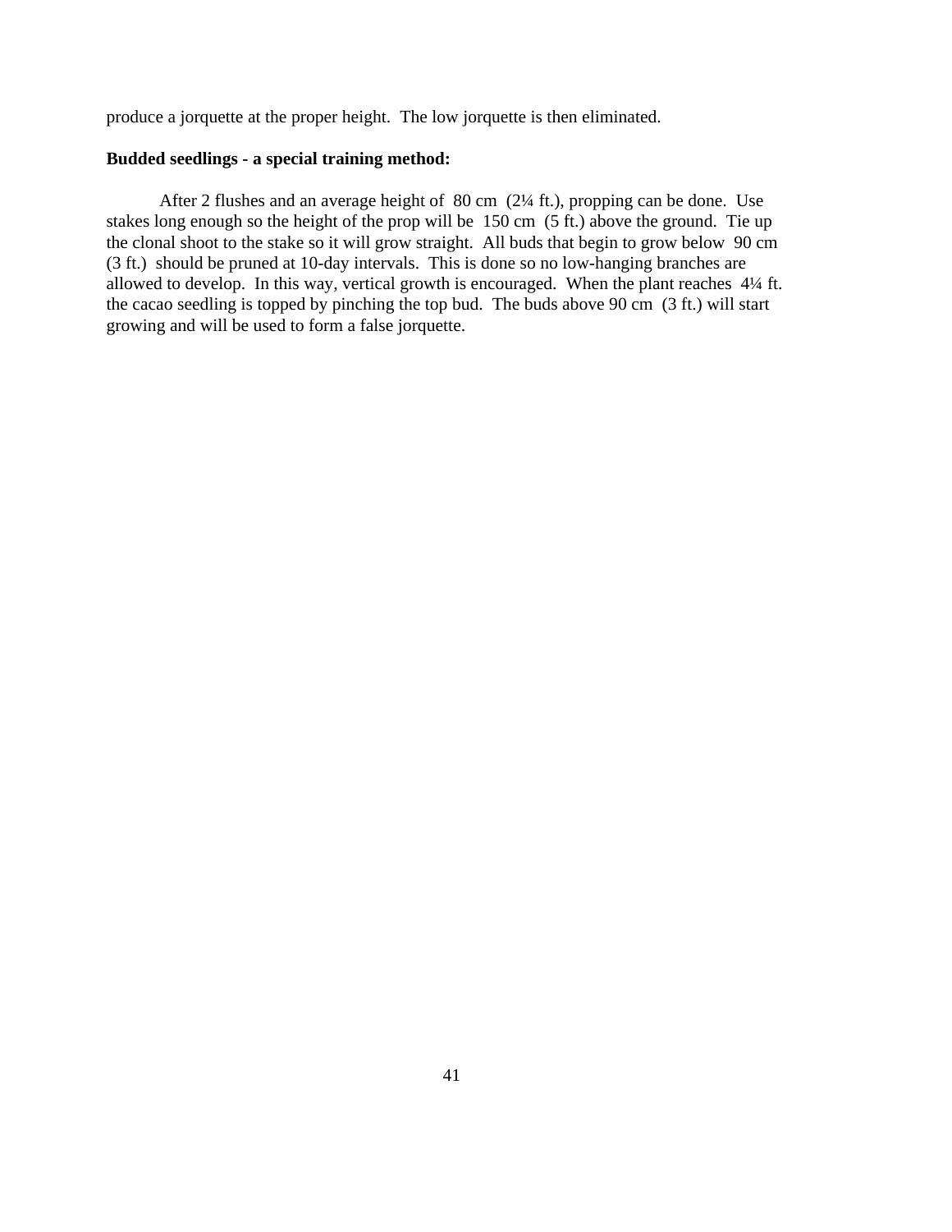produce a jorquette at the proper height. The low jorquette is then eliminated.

**Budded seedlings - a special training method:**

After 2 flushes and an average height of 80 cm (2¼ ft.), propping can be done. Use stakes long enough so the height of the prop will be 150 cm (5 ft.) above the ground. Tie up the clonal shoot to the stake so it will grow straight. All buds that begin to grow below 90 cm (3 ft.) should be pruned at 10-day intervals. This is done so no low-hanging branches are allowed to develop. In this way, vertical growth is encouraged. When the plant reaches 4¼ ft. the cacao seedling is topped by pinching the top bud. The buds above 90 cm (3 ft.) will start growing and will be used to form a false jorquette.